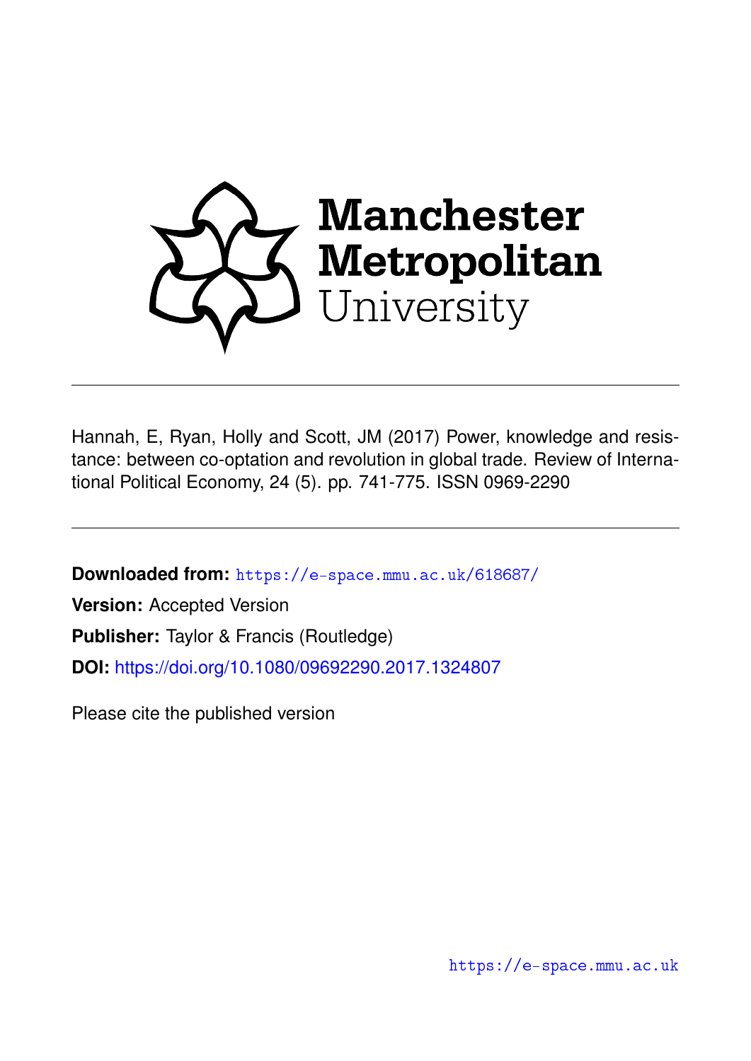Manchester Metropolitan University

Hannah, E, Ryan, Holly and Scott, JM (2017) Power, knowledge and resistance: between co-optation and revolution in global trade. Review of International Political Economy, 24 (5). pp. 741-775. ISSN 0969-2290

**Downloaded from:** https://e-space.mmu.ac.uk/618687/

**Version:** Accepted Version

**Publisher:** Taylor & Francis (Routledge)

**DOI:** https://doi.org/10.1080/09692290.2017.1324807

Please cite the published version

https://e-space.mmu.ac.uk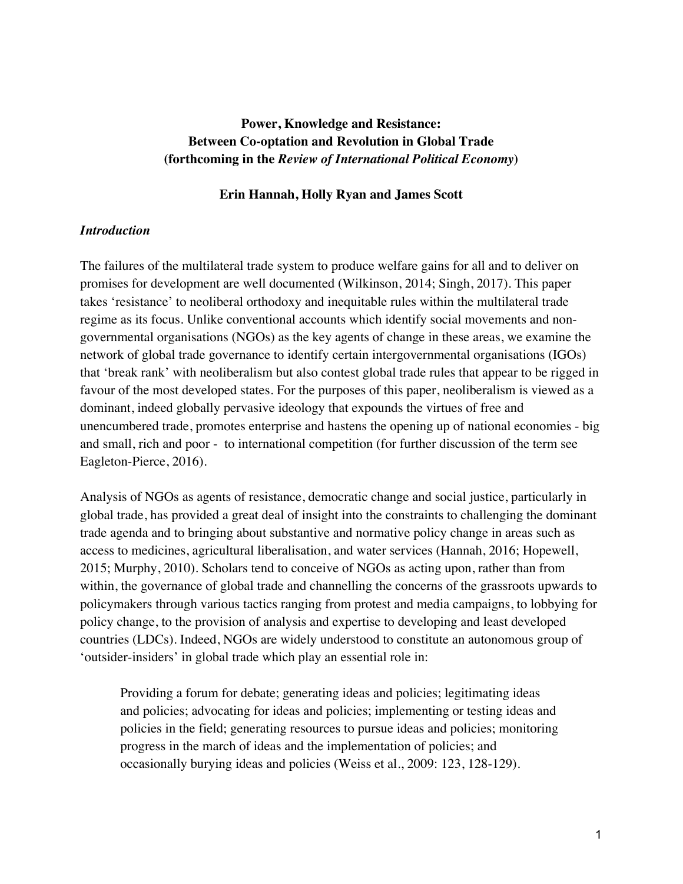**Power, Knowledge and Resistance:**
**Between Co-optation and Revolution in Global Trade**
**(forthcoming in the *Review of International Political Economy*)**

**Erin Hannah, Holly Ryan and James Scott**

### *Introduction*

The failures of the multilateral trade system to produce welfare gains for all and to deliver on promises for development are well documented (Wilkinson, 2014; Singh, 2017). This paper takes 'resistance' to neoliberal orthodoxy and inequitable rules within the multilateral trade regime as its focus. Unlike conventional accounts which identify social movements and non-governmental organisations (NGOs) as the key agents of change in these areas, we examine the network of global trade governance to identify certain intergovernmental organisations (IGOs) that 'break rank' with neoliberalism but also contest global trade rules that appear to be rigged in favour of the most developed states. For the purposes of this paper, neoliberalism is viewed as a dominant, indeed globally pervasive ideology that expounds the virtues of free and unencumbered trade, promotes enterprise and hastens the opening up of national economies - big and small, rich and poor - to international competition (for further discussion of the term see Eagleton-Pierce, 2016).

Analysis of NGOs as agents of resistance, democratic change and social justice, particularly in global trade, has provided a great deal of insight into the constraints to challenging the dominant trade agenda and to bringing about substantive and normative policy change in areas such as access to medicines, agricultural liberalisation, and water services (Hannah, 2016; Hopewell, 2015; Murphy, 2010). Scholars tend to conceive of NGOs as acting upon, rather than from within, the governance of global trade and channelling the concerns of the grassroots upwards to policymakers through various tactics ranging from protest and media campaigns, to lobbying for policy change, to the provision of analysis and expertise to developing and least developed countries (LDCs). Indeed, NGOs are widely understood to constitute an autonomous group of 'outsider-insiders' in global trade which play an essential role in:

> Providing a forum for debate; generating ideas and policies; legitimating ideas and policies; advocating for ideas and policies; implementing or testing ideas and policies in the field; generating resources to pursue ideas and policies; monitoring progress in the march of ideas and the implementation of policies; and occasionally burying ideas and policies (Weiss et al., 2009: 123, 128-129).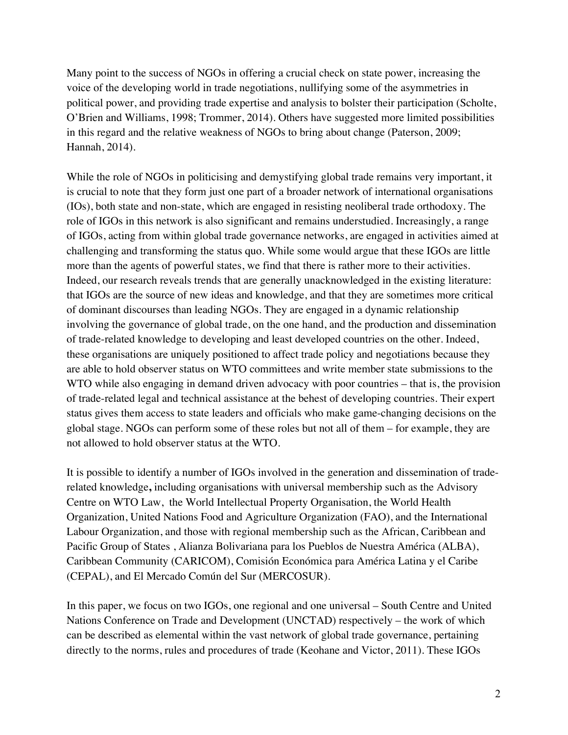Many point to the success of NGOs in offering a crucial check on state power, increasing the voice of the developing world in trade negotiations, nullifying some of the asymmetries in political power, and providing trade expertise and analysis to bolster their participation (Scholte, O'Brien and Williams, 1998; Trommer, 2014). Others have suggested more limited possibilities in this regard and the relative weakness of NGOs to bring about change (Paterson, 2009; Hannah, 2014).

While the role of NGOs in politicising and demystifying global trade remains very important, it is crucial to note that they form just one part of a broader network of international organisations (IOs), both state and non-state, which are engaged in resisting neoliberal trade orthodoxy. The role of IGOs in this network is also significant and remains understudied. Increasingly, a range of IGOs, acting from within global trade governance networks, are engaged in activities aimed at challenging and transforming the status quo. While some would argue that these IGOs are little more than the agents of powerful states, we find that there is rather more to their activities. Indeed, our research reveals trends that are generally unacknowledged in the existing literature: that IGOs are the source of new ideas and knowledge, and that they are sometimes more critical of dominant discourses than leading NGOs. They are engaged in a dynamic relationship involving the governance of global trade, on the one hand, and the production and dissemination of trade-related knowledge to developing and least developed countries on the other. Indeed, these organisations are uniquely positioned to affect trade policy and negotiations because they are able to hold observer status on WTO committees and write member state submissions to the WTO while also engaging in demand driven advocacy with poor countries – that is, the provision of trade-related legal and technical assistance at the behest of developing countries. Their expert status gives them access to state leaders and officials who make game-changing decisions on the global stage. NGOs can perform some of these roles but not all of them – for example, they are not allowed to hold observer status at the WTO.

It is possible to identify a number of IGOs involved in the generation and dissemination of trade-related knowledge**,** including organisations with universal membership such as the Advisory Centre on WTO Law, the World Intellectual Property Organisation, the World Health Organization, United Nations Food and Agriculture Organization (FAO), and the International Labour Organization, and those with regional membership such as the African, Caribbean and Pacific Group of States , Alianza Bolivariana para los Pueblos de Nuestra América (ALBA), Caribbean Community (CARICOM), Comisión Económica para América Latina y el Caribe (CEPAL), and El Mercado Común del Sur (MERCOSUR).

In this paper, we focus on two IGOs, one regional and one universal – South Centre and United Nations Conference on Trade and Development (UNCTAD) respectively – the work of which can be described as elemental within the vast network of global trade governance, pertaining directly to the norms, rules and procedures of trade (Keohane and Victor, 2011). These IGOs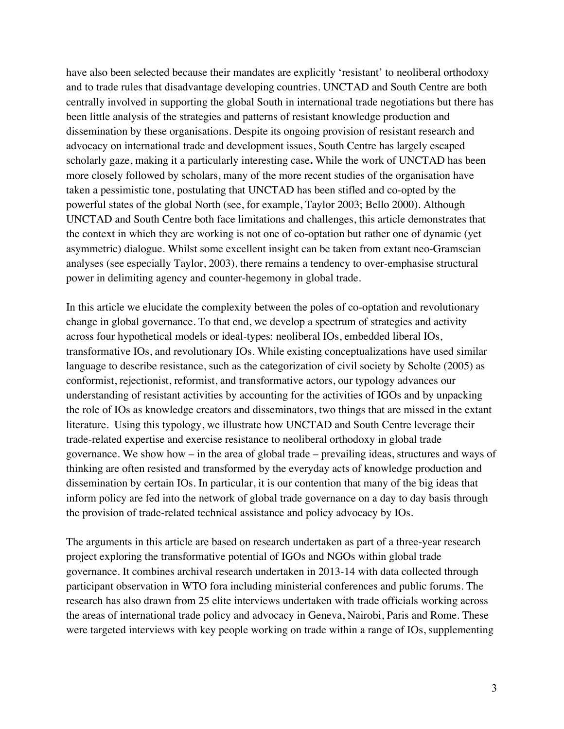have also been selected because their mandates are explicitly 'resistant' to neoliberal orthodoxy and to trade rules that disadvantage developing countries. UNCTAD and South Centre are both centrally involved in supporting the global South in international trade negotiations but there has been little analysis of the strategies and patterns of resistant knowledge production and dissemination by these organisations. Despite its ongoing provision of resistant research and advocacy on international trade and development issues, South Centre has largely escaped scholarly gaze, making it a particularly interesting case**.** While the work of UNCTAD has been more closely followed by scholars, many of the more recent studies of the organisation have taken a pessimistic tone, postulating that UNCTAD has been stifled and co-opted by the powerful states of the global North (see, for example, Taylor 2003; Bello 2000). Although UNCTAD and South Centre both face limitations and challenges, this article demonstrates that the context in which they are working is not one of co-optation but rather one of dynamic (yet asymmetric) dialogue. Whilst some excellent insight can be taken from extant neo-Gramscian analyses (see especially Taylor, 2003), there remains a tendency to over-emphasise structural power in delimiting agency and counter-hegemony in global trade.

In this article we elucidate the complexity between the poles of co-optation and revolutionary change in global governance. To that end, we develop a spectrum of strategies and activity across four hypothetical models or ideal-types: neoliberal IOs, embedded liberal IOs, transformative IOs, and revolutionary IOs. While existing conceptualizations have used similar language to describe resistance, such as the categorization of civil society by Scholte (2005) as conformist, rejectionist, reformist, and transformative actors, our typology advances our understanding of resistant activities by accounting for the activities of IGOs and by unpacking the role of IOs as knowledge creators and disseminators, two things that are missed in the extant literature. Using this typology, we illustrate how UNCTAD and South Centre leverage their trade-related expertise and exercise resistance to neoliberal orthodoxy in global trade governance. We show how – in the area of global trade – prevailing ideas, structures and ways of thinking are often resisted and transformed by the everyday acts of knowledge production and dissemination by certain IOs. In particular, it is our contention that many of the big ideas that inform policy are fed into the network of global trade governance on a day to day basis through the provision of trade-related technical assistance and policy advocacy by IOs.

The arguments in this article are based on research undertaken as part of a three-year research project exploring the transformative potential of IGOs and NGOs within global trade governance. It combines archival research undertaken in 2013-14 with data collected through participant observation in WTO fora including ministerial conferences and public forums. The research has also drawn from 25 elite interviews undertaken with trade officials working across the areas of international trade policy and advocacy in Geneva, Nairobi, Paris and Rome. These were targeted interviews with key people working on trade within a range of IOs, supplementing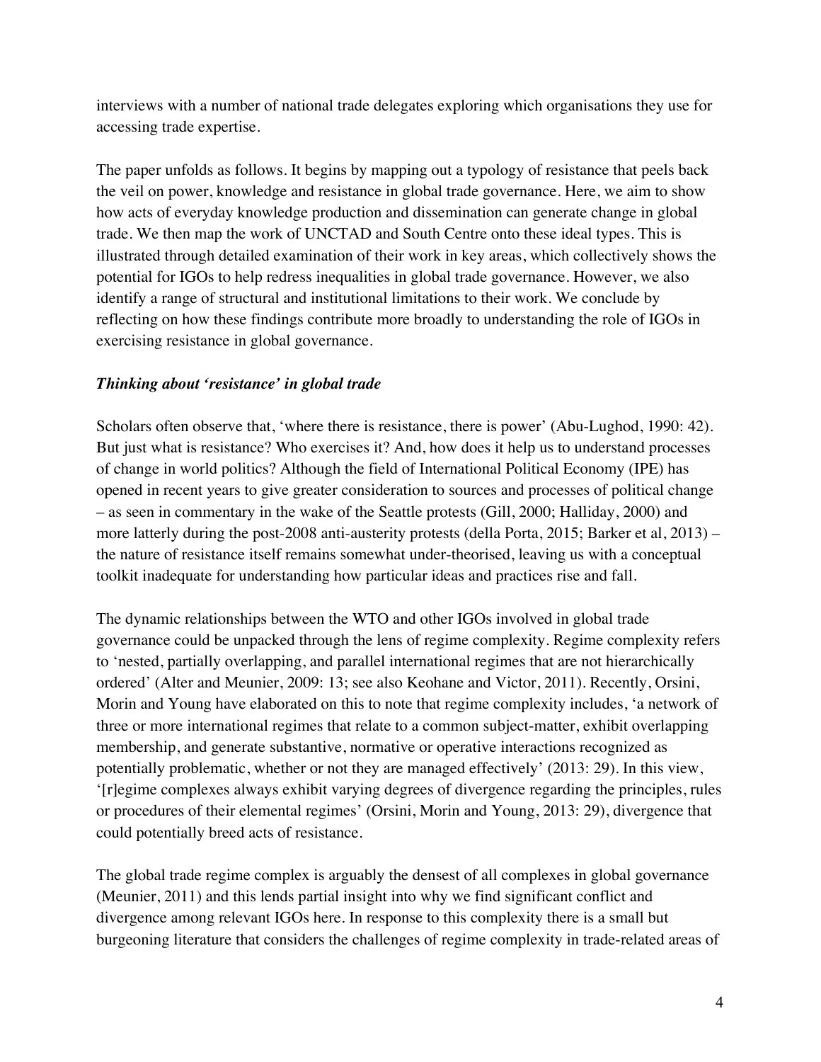interviews with a number of national trade delegates exploring which organisations they use for accessing trade expertise.

The paper unfolds as follows. It begins by mapping out a typology of resistance that peels back the veil on power, knowledge and resistance in global trade governance. Here, we aim to show how acts of everyday knowledge production and dissemination can generate change in global trade. We then map the work of UNCTAD and South Centre onto these ideal types. This is illustrated through detailed examination of their work in key areas, which collectively shows the potential for IGOs to help redress inequalities in global trade governance. However, we also identify a range of structural and institutional limitations to their work. We conclude by reflecting on how these findings contribute more broadly to understanding the role of IGOs in exercising resistance in global governance.

### *Thinking about 'resistance' in global trade*

Scholars often observe that, 'where there is resistance, there is power' (Abu-Lughod, 1990: 42). But just what is resistance? Who exercises it? And, how does it help us to understand processes of change in world politics? Although the field of International Political Economy (IPE) has opened in recent years to give greater consideration to sources and processes of political change – as seen in commentary in the wake of the Seattle protests (Gill, 2000; Halliday, 2000) and more latterly during the post-2008 anti-austerity protests (della Porta, 2015; Barker et al, 2013) – the nature of resistance itself remains somewhat under-theorised, leaving us with a conceptual toolkit inadequate for understanding how particular ideas and practices rise and fall.

The dynamic relationships between the WTO and other IGOs involved in global trade governance could be unpacked through the lens of regime complexity. Regime complexity refers to 'nested, partially overlapping, and parallel international regimes that are not hierarchically ordered' (Alter and Meunier, 2009: 13; see also Keohane and Victor, 2011). Recently, Orsini, Morin and Young have elaborated on this to note that regime complexity includes, 'a network of three or more international regimes that relate to a common subject-matter, exhibit overlapping membership, and generate substantive, normative or operative interactions recognized as potentially problematic, whether or not they are managed effectively' (2013: 29). In this view, '[r]egime complexes always exhibit varying degrees of divergence regarding the principles, rules or procedures of their elemental regimes' (Orsini, Morin and Young, 2013: 29), divergence that could potentially breed acts of resistance.

The global trade regime complex is arguably the densest of all complexes in global governance (Meunier, 2011) and this lends partial insight into why we find significant conflict and divergence among relevant IGOs here. In response to this complexity there is a small but burgeoning literature that considers the challenges of regime complexity in trade-related areas of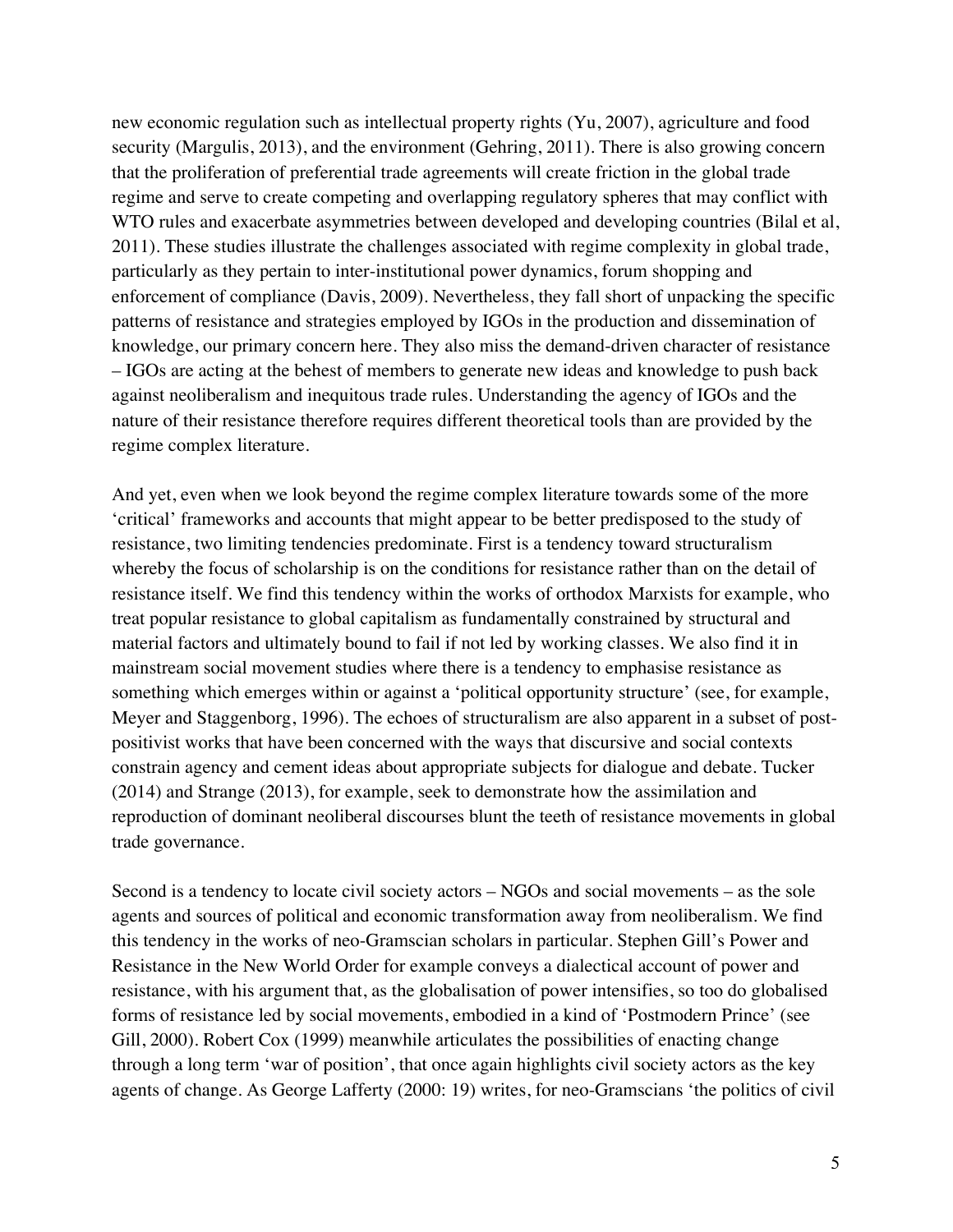new economic regulation such as intellectual property rights (Yu, 2007), agriculture and food security (Margulis, 2013), and the environment (Gehring, 2011). There is also growing concern that the proliferation of preferential trade agreements will create friction in the global trade regime and serve to create competing and overlapping regulatory spheres that may conflict with WTO rules and exacerbate asymmetries between developed and developing countries (Bilal et al, 2011). These studies illustrate the challenges associated with regime complexity in global trade, particularly as they pertain to inter-institutional power dynamics, forum shopping and enforcement of compliance (Davis, 2009). Nevertheless, they fall short of unpacking the specific patterns of resistance and strategies employed by IGOs in the production and dissemination of knowledge, our primary concern here. They also miss the demand-driven character of resistance – IGOs are acting at the behest of members to generate new ideas and knowledge to push back against neoliberalism and inequitous trade rules. Understanding the agency of IGOs and the nature of their resistance therefore requires different theoretical tools than are provided by the regime complex literature.

And yet, even when we look beyond the regime complex literature towards some of the more 'critical' frameworks and accounts that might appear to be better predisposed to the study of resistance, two limiting tendencies predominate. First is a tendency toward structuralism whereby the focus of scholarship is on the conditions for resistance rather than on the detail of resistance itself. We find this tendency within the works of orthodox Marxists for example, who treat popular resistance to global capitalism as fundamentally constrained by structural and material factors and ultimately bound to fail if not led by working classes. We also find it in mainstream social movement studies where there is a tendency to emphasise resistance as something which emerges within or against a 'political opportunity structure' (see, for example, Meyer and Staggenborg, 1996). The echoes of structuralism are also apparent in a subset of post-positivist works that have been concerned with the ways that discursive and social contexts constrain agency and cement ideas about appropriate subjects for dialogue and debate. Tucker (2014) and Strange (2013), for example, seek to demonstrate how the assimilation and reproduction of dominant neoliberal discourses blunt the teeth of resistance movements in global trade governance.

Second is a tendency to locate civil society actors – NGOs and social movements – as the sole agents and sources of political and economic transformation away from neoliberalism. We find this tendency in the works of neo-Gramscian scholars in particular. Stephen Gill's Power and Resistance in the New World Order for example conveys a dialectical account of power and resistance, with his argument that, as the globalisation of power intensifies, so too do globalised forms of resistance led by social movements, embodied in a kind of 'Postmodern Prince' (see Gill, 2000). Robert Cox (1999) meanwhile articulates the possibilities of enacting change through a long term 'war of position', that once again highlights civil society actors as the key agents of change. As George Lafferty (2000: 19) writes, for neo-Gramscians 'the politics of civil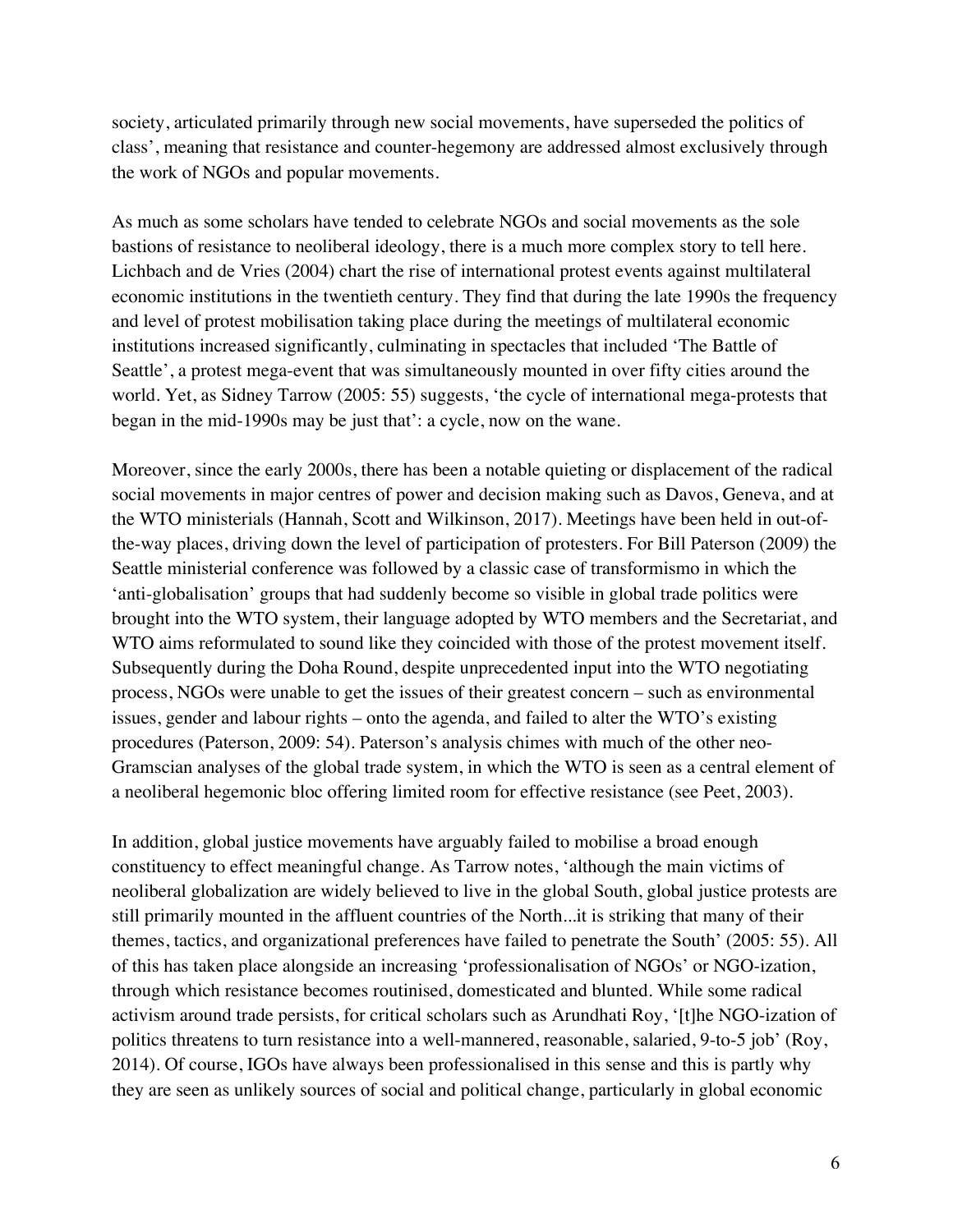society, articulated primarily through new social movements, have superseded the politics of class', meaning that resistance and counter-hegemony are addressed almost exclusively through the work of NGOs and popular movements.

As much as some scholars have tended to celebrate NGOs and social movements as the sole bastions of resistance to neoliberal ideology, there is a much more complex story to tell here. Lichbach and de Vries (2004) chart the rise of international protest events against multilateral economic institutions in the twentieth century. They find that during the late 1990s the frequency and level of protest mobilisation taking place during the meetings of multilateral economic institutions increased significantly, culminating in spectacles that included 'The Battle of Seattle', a protest mega-event that was simultaneously mounted in over fifty cities around the world. Yet, as Sidney Tarrow (2005: 55) suggests, 'the cycle of international mega-protests that began in the mid-1990s may be just that': a cycle, now on the wane.

Moreover, since the early 2000s, there has been a notable quieting or displacement of the radical social movements in major centres of power and decision making such as Davos, Geneva, and at the WTO ministerials (Hannah, Scott and Wilkinson, 2017). Meetings have been held in out-of-the-way places, driving down the level of participation of protesters. For Bill Paterson (2009) the Seattle ministerial conference was followed by a classic case of transformismo in which the 'anti-globalisation' groups that had suddenly become so visible in global trade politics were brought into the WTO system, their language adopted by WTO members and the Secretariat, and WTO aims reformulated to sound like they coincided with those of the protest movement itself. Subsequently during the Doha Round, despite unprecedented input into the WTO negotiating process, NGOs were unable to get the issues of their greatest concern – such as environmental issues, gender and labour rights – onto the agenda, and failed to alter the WTO's existing procedures (Paterson, 2009: 54). Paterson's analysis chimes with much of the other neo-Gramscian analyses of the global trade system, in which the WTO is seen as a central element of a neoliberal hegemonic bloc offering limited room for effective resistance (see Peet, 2003).

In addition, global justice movements have arguably failed to mobilise a broad enough constituency to effect meaningful change. As Tarrow notes, 'although the main victims of neoliberal globalization are widely believed to live in the global South, global justice protests are still primarily mounted in the affluent countries of the North...it is striking that many of their themes, tactics, and organizational preferences have failed to penetrate the South' (2005: 55). All of this has taken place alongside an increasing 'professionalisation of NGOs' or NGO-ization, through which resistance becomes routinised, domesticated and blunted. While some radical activism around trade persists, for critical scholars such as Arundhati Roy, '[t]he NGO-ization of politics threatens to turn resistance into a well-mannered, reasonable, salaried, 9-to-5 job' (Roy, 2014). Of course, IGOs have always been professionalised in this sense and this is partly why they are seen as unlikely sources of social and political change, particularly in global economic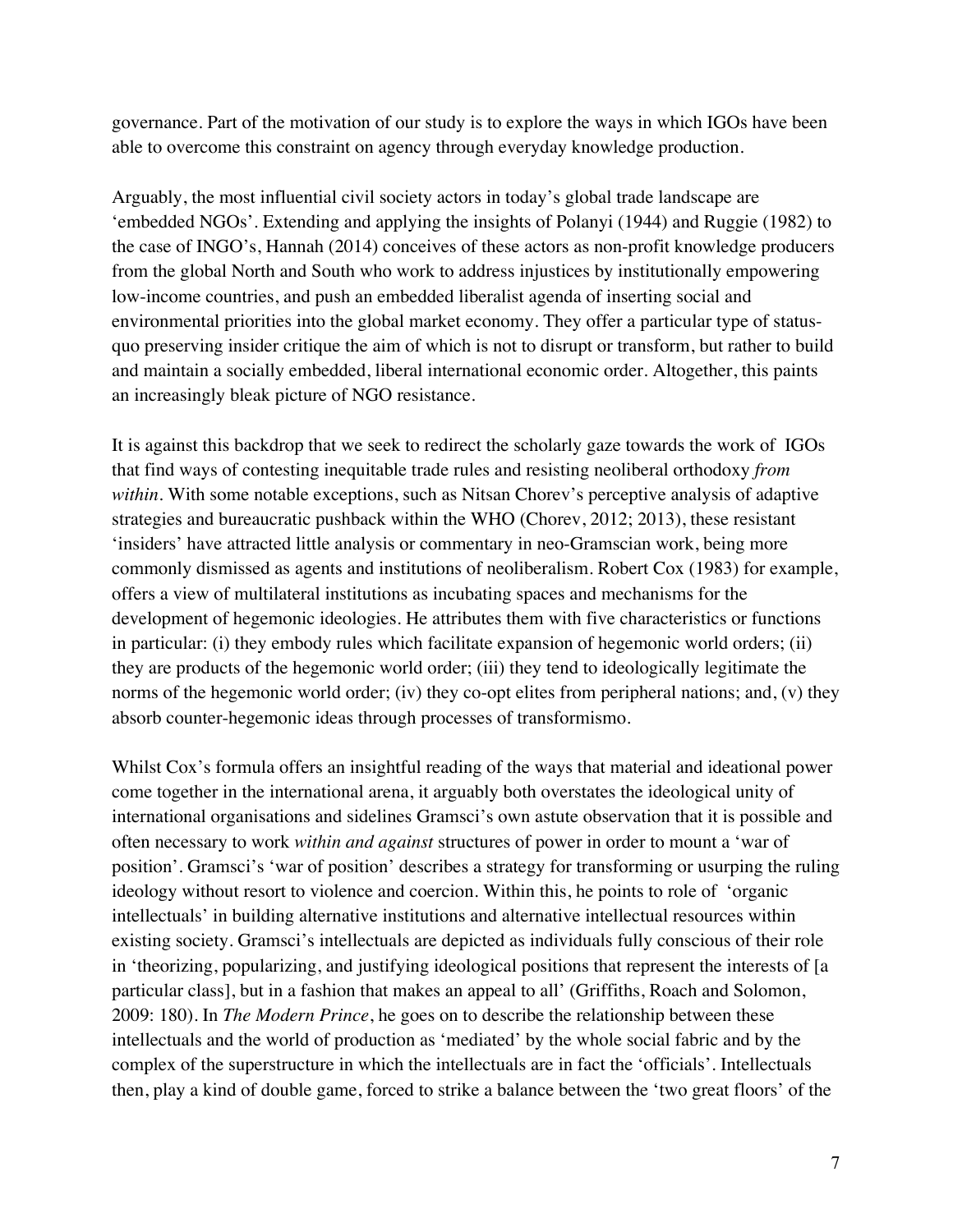governance. Part of the motivation of our study is to explore the ways in which IGOs have been able to overcome this constraint on agency through everyday knowledge production.

Arguably, the most influential civil society actors in today's global trade landscape are 'embedded NGOs'. Extending and applying the insights of Polanyi (1944) and Ruggie (1982) to the case of INGO's, Hannah (2014) conceives of these actors as non-profit knowledge producers from the global North and South who work to address injustices by institutionally empowering low-income countries, and push an embedded liberalist agenda of inserting social and environmental priorities into the global market economy. They offer a particular type of status-quo preserving insider critique the aim of which is not to disrupt or transform, but rather to build and maintain a socially embedded, liberal international economic order. Altogether, this paints an increasingly bleak picture of NGO resistance.

It is against this backdrop that we seek to redirect the scholarly gaze towards the work of IGOs that find ways of contesting inequitable trade rules and resisting neoliberal orthodoxy *from within*. With some notable exceptions, such as Nitsan Chorev's perceptive analysis of adaptive strategies and bureaucratic pushback within the WHO (Chorev, 2012; 2013), these resistant 'insiders' have attracted little analysis or commentary in neo-Gramscian work, being more commonly dismissed as agents and institutions of neoliberalism. Robert Cox (1983) for example, offers a view of multilateral institutions as incubating spaces and mechanisms for the development of hegemonic ideologies. He attributes them with five characteristics or functions in particular: (i) they embody rules which facilitate expansion of hegemonic world orders; (ii) they are products of the hegemonic world order; (iii) they tend to ideologically legitimate the norms of the hegemonic world order; (iv) they co-opt elites from peripheral nations; and, (v) they absorb counter-hegemonic ideas through processes of transformismo.

Whilst Cox's formula offers an insightful reading of the ways that material and ideational power come together in the international arena, it arguably both overstates the ideological unity of international organisations and sidelines Gramsci's own astute observation that it is possible and often necessary to work *within and against* structures of power in order to mount a 'war of position'. Gramsci's 'war of position' describes a strategy for transforming or usurping the ruling ideology without resort to violence and coercion. Within this, he points to role of 'organic intellectuals' in building alternative institutions and alternative intellectual resources within existing society. Gramsci's intellectuals are depicted as individuals fully conscious of their role in 'theorizing, popularizing, and justifying ideological positions that represent the interests of [a particular class], but in a fashion that makes an appeal to all' (Griffiths, Roach and Solomon, 2009: 180). In *The Modern Prince*, he goes on to describe the relationship between these intellectuals and the world of production as 'mediated' by the whole social fabric and by the complex of the superstructure in which the intellectuals are in fact the 'officials'. Intellectuals then, play a kind of double game, forced to strike a balance between the 'two great floors' of the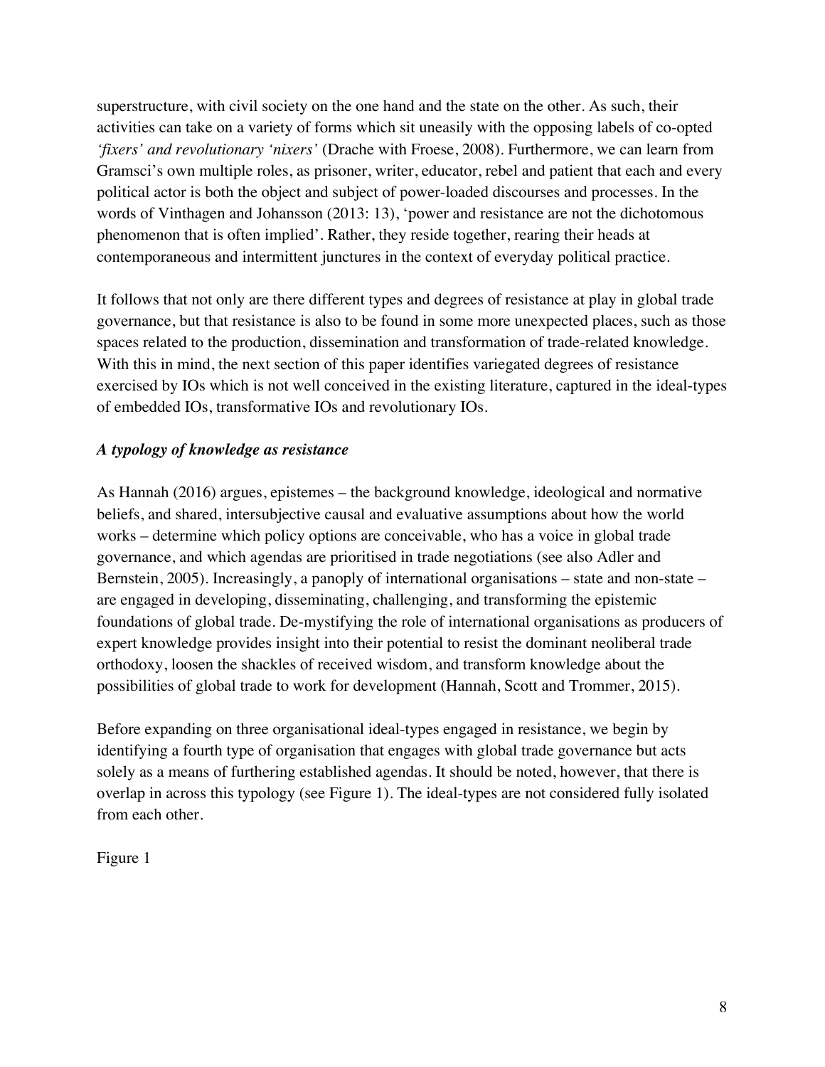superstructure, with civil society on the one hand and the state on the other. As such, their activities can take on a variety of forms which sit uneasily with the opposing labels of co-opted *'fixers' and revolutionary 'nixers'* (Drache with Froese, 2008). Furthermore, we can learn from Gramsci's own multiple roles, as prisoner, writer, educator, rebel and patient that each and every political actor is both the object and subject of power-loaded discourses and processes. In the words of Vinthagen and Johansson (2013: 13), 'power and resistance are not the dichotomous phenomenon that is often implied'. Rather, they reside together, rearing their heads at contemporaneous and intermittent junctures in the context of everyday political practice.

It follows that not only are there different types and degrees of resistance at play in global trade governance, but that resistance is also to be found in some more unexpected places, such as those spaces related to the production, dissemination and transformation of trade-related knowledge. With this in mind, the next section of this paper identifies variegated degrees of resistance exercised by IOs which is not well conceived in the existing literature, captured in the ideal-types of embedded IOs, transformative IOs and revolutionary IOs.

### *A typology of knowledge as resistance*

As Hannah (2016) argues, epistemes – the background knowledge, ideological and normative beliefs, and shared, intersubjective causal and evaluative assumptions about how the world works – determine which policy options are conceivable, who has a voice in global trade governance, and which agendas are prioritised in trade negotiations (see also Adler and Bernstein, 2005). Increasingly, a panoply of international organisations – state and non-state – are engaged in developing, disseminating, challenging, and transforming the epistemic foundations of global trade. De-mystifying the role of international organisations as producers of expert knowledge provides insight into their potential to resist the dominant neoliberal trade orthodoxy, loosen the shackles of received wisdom, and transform knowledge about the possibilities of global trade to work for development (Hannah, Scott and Trommer, 2015).

Before expanding on three organisational ideal-types engaged in resistance, we begin by identifying a fourth type of organisation that engages with global trade governance but acts solely as a means of furthering established agendas. It should be noted, however, that there is overlap in across this typology (see Figure 1). The ideal-types are not considered fully isolated from each other.

Figure 1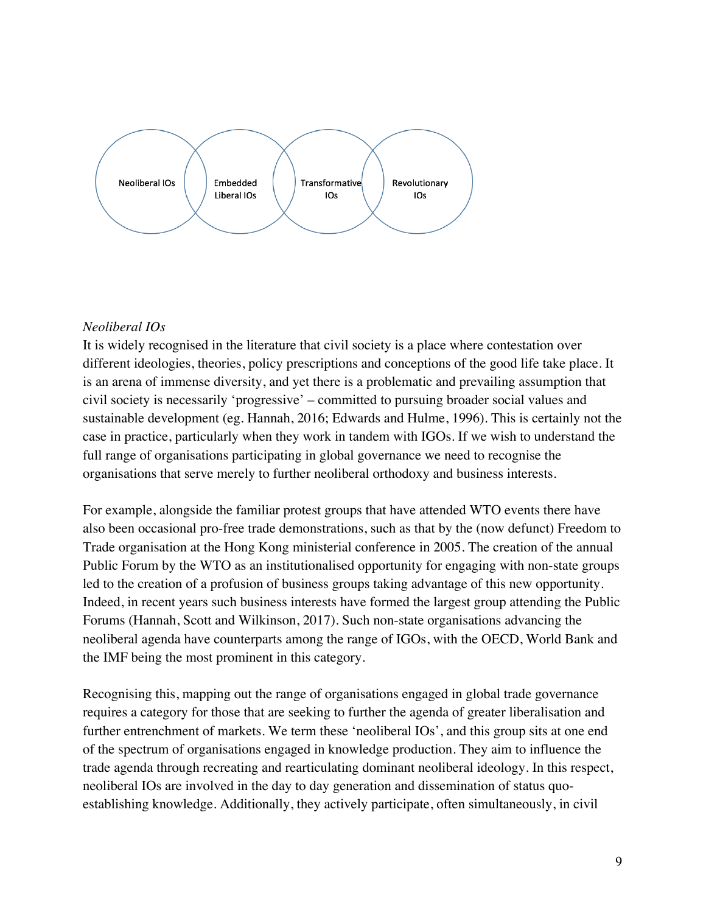Neoliberal IOs | Embedded Liberal IOs | Transformative IOs | Revolutionary IOs

*Neoliberal IOs*

It is widely recognised in the literature that civil society is a place where contestation over different ideologies, theories, policy prescriptions and conceptions of the good life take place. It is an arena of immense diversity, and yet there is a problematic and prevailing assumption that civil society is necessarily 'progressive' – committed to pursuing broader social values and sustainable development (eg. Hannah, 2016; Edwards and Hulme, 1996). This is certainly not the case in practice, particularly when they work in tandem with IGOs. If we wish to understand the full range of organisations participating in global governance we need to recognise the organisations that serve merely to further neoliberal orthodoxy and business interests.

For example, alongside the familiar protest groups that have attended WTO events there have also been occasional pro-free trade demonstrations, such as that by the (now defunct) Freedom to Trade organisation at the Hong Kong ministerial conference in 2005. The creation of the annual Public Forum by the WTO as an institutionalised opportunity for engaging with non-state groups led to the creation of a profusion of business groups taking advantage of this new opportunity. Indeed, in recent years such business interests have formed the largest group attending the Public Forums (Hannah, Scott and Wilkinson, 2017). Such non-state organisations advancing the neoliberal agenda have counterparts among the range of IGOs, with the OECD, World Bank and the IMF being the most prominent in this category.

Recognising this, mapping out the range of organisations engaged in global trade governance requires a category for those that are seeking to further the agenda of greater liberalisation and further entrenchment of markets. We term these 'neoliberal IOs', and this group sits at one end of the spectrum of organisations engaged in knowledge production. They aim to influence the trade agenda through recreating and rearticulating dominant neoliberal ideology. In this respect, neoliberal IOs are involved in the day to day generation and dissemination of status quo-establishing knowledge. Additionally, they actively participate, often simultaneously, in civil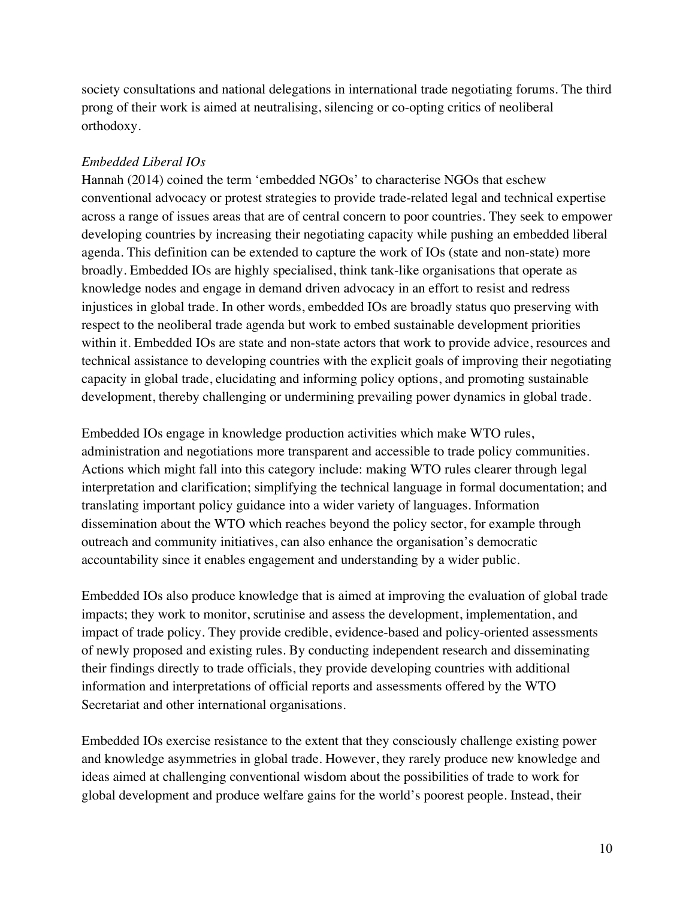society consultations and national delegations in international trade negotiating forums. The third prong of their work is aimed at neutralising, silencing or co-opting critics of neoliberal orthodoxy.

*Embedded Liberal IOs*

Hannah (2014) coined the term 'embedded NGOs' to characterise NGOs that eschew conventional advocacy or protest strategies to provide trade-related legal and technical expertise across a range of issues areas that are of central concern to poor countries. They seek to empower developing countries by increasing their negotiating capacity while pushing an embedded liberal agenda. This definition can be extended to capture the work of IOs (state and non-state) more broadly. Embedded IOs are highly specialised, think tank-like organisations that operate as knowledge nodes and engage in demand driven advocacy in an effort to resist and redress injustices in global trade. In other words, embedded IOs are broadly status quo preserving with respect to the neoliberal trade agenda but work to embed sustainable development priorities within it. Embedded IOs are state and non-state actors that work to provide advice, resources and technical assistance to developing countries with the explicit goals of improving their negotiating capacity in global trade, elucidating and informing policy options, and promoting sustainable development, thereby challenging or undermining prevailing power dynamics in global trade.

Embedded IOs engage in knowledge production activities which make WTO rules, administration and negotiations more transparent and accessible to trade policy communities. Actions which might fall into this category include: making WTO rules clearer through legal interpretation and clarification; simplifying the technical language in formal documentation; and translating important policy guidance into a wider variety of languages. Information dissemination about the WTO which reaches beyond the policy sector, for example through outreach and community initiatives, can also enhance the organisation's democratic accountability since it enables engagement and understanding by a wider public.

Embedded IOs also produce knowledge that is aimed at improving the evaluation of global trade impacts; they work to monitor, scrutinise and assess the development, implementation, and impact of trade policy. They provide credible, evidence-based and policy-oriented assessments of newly proposed and existing rules. By conducting independent research and disseminating their findings directly to trade officials, they provide developing countries with additional information and interpretations of official reports and assessments offered by the WTO Secretariat and other international organisations.

Embedded IOs exercise resistance to the extent that they consciously challenge existing power and knowledge asymmetries in global trade. However, they rarely produce new knowledge and ideas aimed at challenging conventional wisdom about the possibilities of trade to work for global development and produce welfare gains for the world's poorest people. Instead, their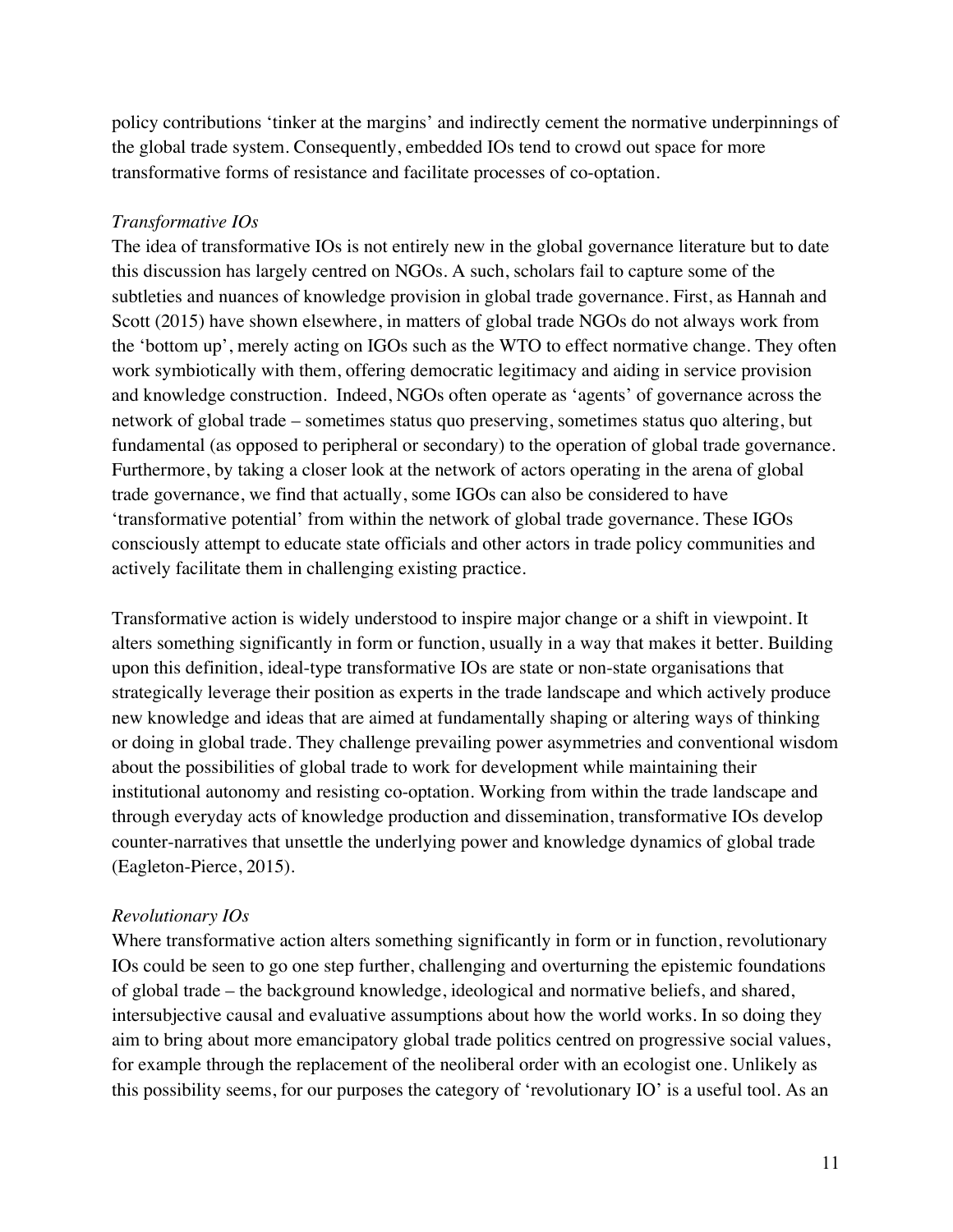policy contributions 'tinker at the margins' and indirectly cement the normative underpinnings of the global trade system. Consequently, embedded IOs tend to crowd out space for more transformative forms of resistance and facilitate processes of co-optation.

*Transformative IOs*

The idea of transformative IOs is not entirely new in the global governance literature but to date this discussion has largely centred on NGOs. A such, scholars fail to capture some of the subtleties and nuances of knowledge provision in global trade governance. First, as Hannah and Scott (2015) have shown elsewhere, in matters of global trade NGOs do not always work from the 'bottom up', merely acting on IGOs such as the WTO to effect normative change. They often work symbiotically with them, offering democratic legitimacy and aiding in service provision and knowledge construction. Indeed, NGOs often operate as 'agents' of governance across the network of global trade – sometimes status quo preserving, sometimes status quo altering, but fundamental (as opposed to peripheral or secondary) to the operation of global trade governance. Furthermore, by taking a closer look at the network of actors operating in the arena of global trade governance, we find that actually, some IGOs can also be considered to have 'transformative potential' from within the network of global trade governance. These IGOs consciously attempt to educate state officials and other actors in trade policy communities and actively facilitate them in challenging existing practice.

Transformative action is widely understood to inspire major change or a shift in viewpoint. It alters something significantly in form or function, usually in a way that makes it better. Building upon this definition, ideal-type transformative IOs are state or non-state organisations that strategically leverage their position as experts in the trade landscape and which actively produce new knowledge and ideas that are aimed at fundamentally shaping or altering ways of thinking or doing in global trade. They challenge prevailing power asymmetries and conventional wisdom about the possibilities of global trade to work for development while maintaining their institutional autonomy and resisting co-optation. Working from within the trade landscape and through everyday acts of knowledge production and dissemination, transformative IOs develop counter-narratives that unsettle the underlying power and knowledge dynamics of global trade (Eagleton-Pierce, 2015).

*Revolutionary IOs*

Where transformative action alters something significantly in form or in function, revolutionary IOs could be seen to go one step further, challenging and overturning the epistemic foundations of global trade – the background knowledge, ideological and normative beliefs, and shared, intersubjective causal and evaluative assumptions about how the world works. In so doing they aim to bring about more emancipatory global trade politics centred on progressive social values, for example through the replacement of the neoliberal order with an ecologist one. Unlikely as this possibility seems, for our purposes the category of 'revolutionary IO' is a useful tool. As an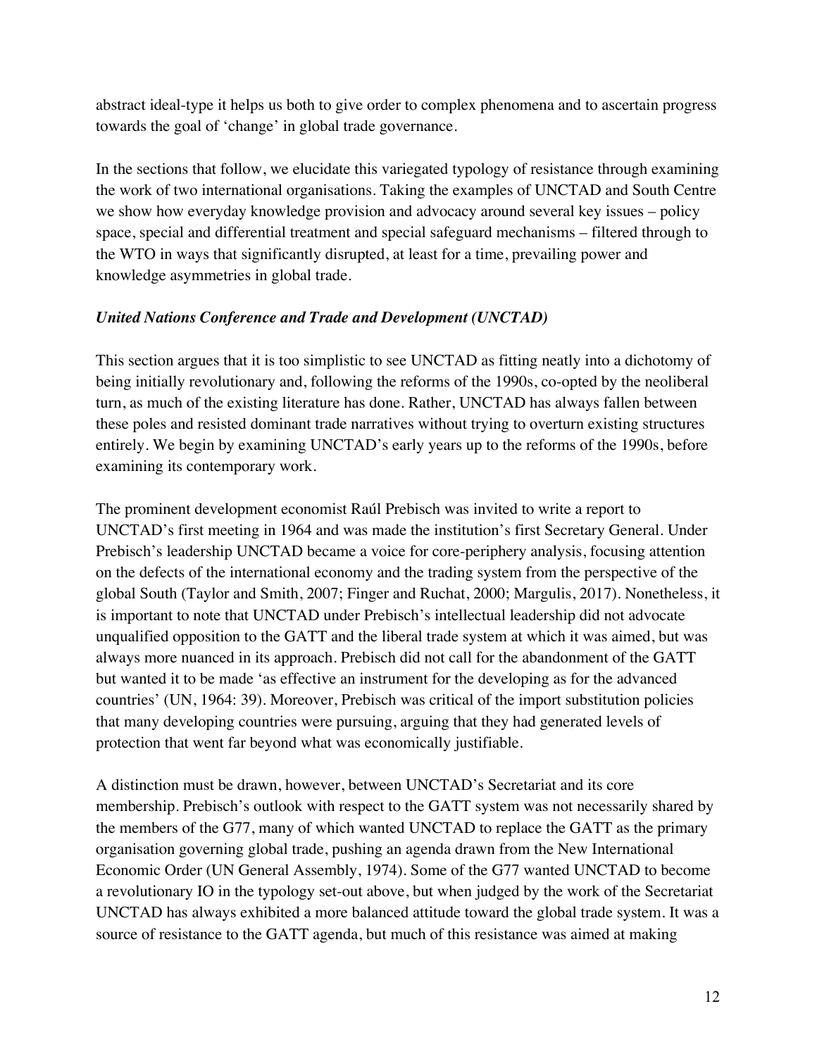abstract ideal-type it helps us both to give order to complex phenomena and to ascertain progress towards the goal of 'change' in global trade governance.

In the sections that follow, we elucidate this variegated typology of resistance through examining the work of two international organisations. Taking the examples of UNCTAD and South Centre we show how everyday knowledge provision and advocacy around several key issues – policy space, special and differential treatment and special safeguard mechanisms – filtered through to the WTO in ways that significantly disrupted, at least for a time, prevailing power and knowledge asymmetries in global trade.

### *United Nations Conference and Trade and Development (UNCTAD)*

This section argues that it is too simplistic to see UNCTAD as fitting neatly into a dichotomy of being initially revolutionary and, following the reforms of the 1990s, co-opted by the neoliberal turn, as much of the existing literature has done. Rather, UNCTAD has always fallen between these poles and resisted dominant trade narratives without trying to overturn existing structures entirely. We begin by examining UNCTAD's early years up to the reforms of the 1990s, before examining its contemporary work.

The prominent development economist Raúl Prebisch was invited to write a report to UNCTAD's first meeting in 1964 and was made the institution's first Secretary General. Under Prebisch's leadership UNCTAD became a voice for core-periphery analysis, focusing attention on the defects of the international economy and the trading system from the perspective of the global South (Taylor and Smith, 2007; Finger and Ruchat, 2000; Margulis, 2017). Nonetheless, it is important to note that UNCTAD under Prebisch's intellectual leadership did not advocate unqualified opposition to the GATT and the liberal trade system at which it was aimed, but was always more nuanced in its approach. Prebisch did not call for the abandonment of the GATT but wanted it to be made 'as effective an instrument for the developing as for the advanced countries' (UN, 1964: 39). Moreover, Prebisch was critical of the import substitution policies that many developing countries were pursuing, arguing that they had generated levels of protection that went far beyond what was economically justifiable.

A distinction must be drawn, however, between UNCTAD's Secretariat and its core membership. Prebisch's outlook with respect to the GATT system was not necessarily shared by the members of the G77, many of which wanted UNCTAD to replace the GATT as the primary organisation governing global trade, pushing an agenda drawn from the New International Economic Order (UN General Assembly, 1974). Some of the G77 wanted UNCTAD to become a revolutionary IO in the typology set-out above, but when judged by the work of the Secretariat UNCTAD has always exhibited a more balanced attitude toward the global trade system. It was a source of resistance to the GATT agenda, but much of this resistance was aimed at making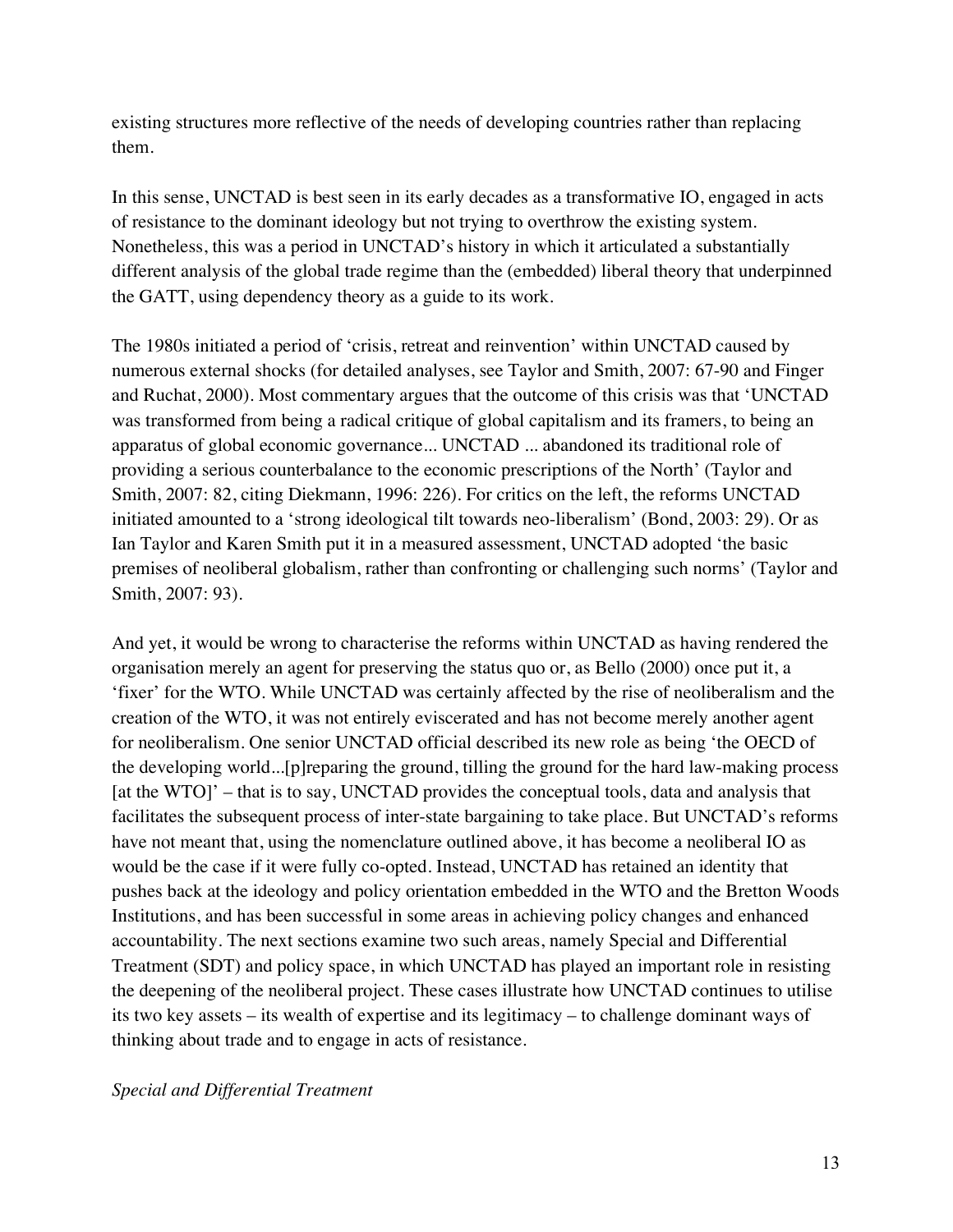existing structures more reflective of the needs of developing countries rather than replacing them.

In this sense, UNCTAD is best seen in its early decades as a transformative IO, engaged in acts of resistance to the dominant ideology but not trying to overthrow the existing system. Nonetheless, this was a period in UNCTAD's history in which it articulated a substantially different analysis of the global trade regime than the (embedded) liberal theory that underpinned the GATT, using dependency theory as a guide to its work.

The 1980s initiated a period of 'crisis, retreat and reinvention' within UNCTAD caused by numerous external shocks (for detailed analyses, see Taylor and Smith, 2007: 67-90 and Finger and Ruchat, 2000). Most commentary argues that the outcome of this crisis was that 'UNCTAD was transformed from being a radical critique of global capitalism and its framers, to being an apparatus of global economic governance... UNCTAD ... abandoned its traditional role of providing a serious counterbalance to the economic prescriptions of the North' (Taylor and Smith, 2007: 82, citing Diekmann, 1996: 226). For critics on the left, the reforms UNCTAD initiated amounted to a 'strong ideological tilt towards neo-liberalism' (Bond, 2003: 29). Or as Ian Taylor and Karen Smith put it in a measured assessment, UNCTAD adopted 'the basic premises of neoliberal globalism, rather than confronting or challenging such norms' (Taylor and Smith, 2007: 93).

And yet, it would be wrong to characterise the reforms within UNCTAD as having rendered the organisation merely an agent for preserving the status quo or, as Bello (2000) once put it, a 'fixer' for the WTO. While UNCTAD was certainly affected by the rise of neoliberalism and the creation of the WTO, it was not entirely eviscerated and has not become merely another agent for neoliberalism. One senior UNCTAD official described its new role as being 'the OECD of the developing world...[p]reparing the ground, tilling the ground for the hard law-making process [at the WTO]' – that is to say, UNCTAD provides the conceptual tools, data and analysis that facilitates the subsequent process of inter-state bargaining to take place. But UNCTAD's reforms have not meant that, using the nomenclature outlined above, it has become a neoliberal IO as would be the case if it were fully co-opted. Instead, UNCTAD has retained an identity that pushes back at the ideology and policy orientation embedded in the WTO and the Bretton Woods Institutions, and has been successful in some areas in achieving policy changes and enhanced accountability. The next sections examine two such areas, namely Special and Differential Treatment (SDT) and policy space, in which UNCTAD has played an important role in resisting the deepening of the neoliberal project. These cases illustrate how UNCTAD continues to utilise its two key assets – its wealth of expertise and its legitimacy – to challenge dominant ways of thinking about trade and to engage in acts of resistance.

### *Special and Differential Treatment*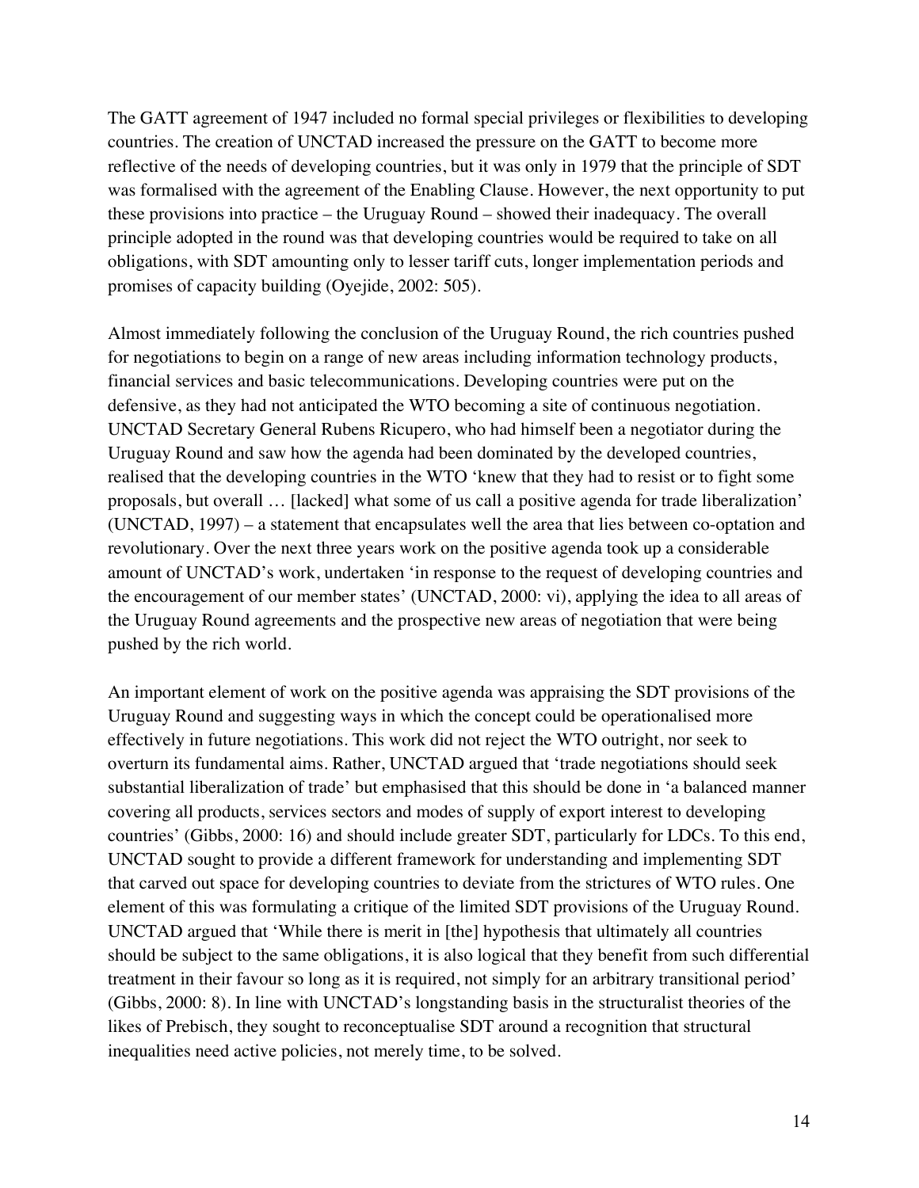The GATT agreement of 1947 included no formal special privileges or flexibilities to developing countries. The creation of UNCTAD increased the pressure on the GATT to become more reflective of the needs of developing countries, but it was only in 1979 that the principle of SDT was formalised with the agreement of the Enabling Clause. However, the next opportunity to put these provisions into practice – the Uruguay Round – showed their inadequacy. The overall principle adopted in the round was that developing countries would be required to take on all obligations, with SDT amounting only to lesser tariff cuts, longer implementation periods and promises of capacity building (Oyejide, 2002: 505).

Almost immediately following the conclusion of the Uruguay Round, the rich countries pushed for negotiations to begin on a range of new areas including information technology products, financial services and basic telecommunications. Developing countries were put on the defensive, as they had not anticipated the WTO becoming a site of continuous negotiation. UNCTAD Secretary General Rubens Ricupero, who had himself been a negotiator during the Uruguay Round and saw how the agenda had been dominated by the developed countries, realised that the developing countries in the WTO 'knew that they had to resist or to fight some proposals, but overall … [lacked] what some of us call a positive agenda for trade liberalization' (UNCTAD, 1997) – a statement that encapsulates well the area that lies between co-optation and revolutionary. Over the next three years work on the positive agenda took up a considerable amount of UNCTAD's work, undertaken 'in response to the request of developing countries and the encouragement of our member states' (UNCTAD, 2000: vi), applying the idea to all areas of the Uruguay Round agreements and the prospective new areas of negotiation that were being pushed by the rich world.

An important element of work on the positive agenda was appraising the SDT provisions of the Uruguay Round and suggesting ways in which the concept could be operationalised more effectively in future negotiations. This work did not reject the WTO outright, nor seek to overturn its fundamental aims. Rather, UNCTAD argued that 'trade negotiations should seek substantial liberalization of trade' but emphasised that this should be done in 'a balanced manner covering all products, services sectors and modes of supply of export interest to developing countries' (Gibbs, 2000: 16) and should include greater SDT, particularly for LDCs. To this end, UNCTAD sought to provide a different framework for understanding and implementing SDT that carved out space for developing countries to deviate from the strictures of WTO rules. One element of this was formulating a critique of the limited SDT provisions of the Uruguay Round. UNCTAD argued that 'While there is merit in [the] hypothesis that ultimately all countries should be subject to the same obligations, it is also logical that they benefit from such differential treatment in their favour so long as it is required, not simply for an arbitrary transitional period' (Gibbs, 2000: 8). In line with UNCTAD's longstanding basis in the structuralist theories of the likes of Prebisch, they sought to reconceptualise SDT around a recognition that structural inequalities need active policies, not merely time, to be solved.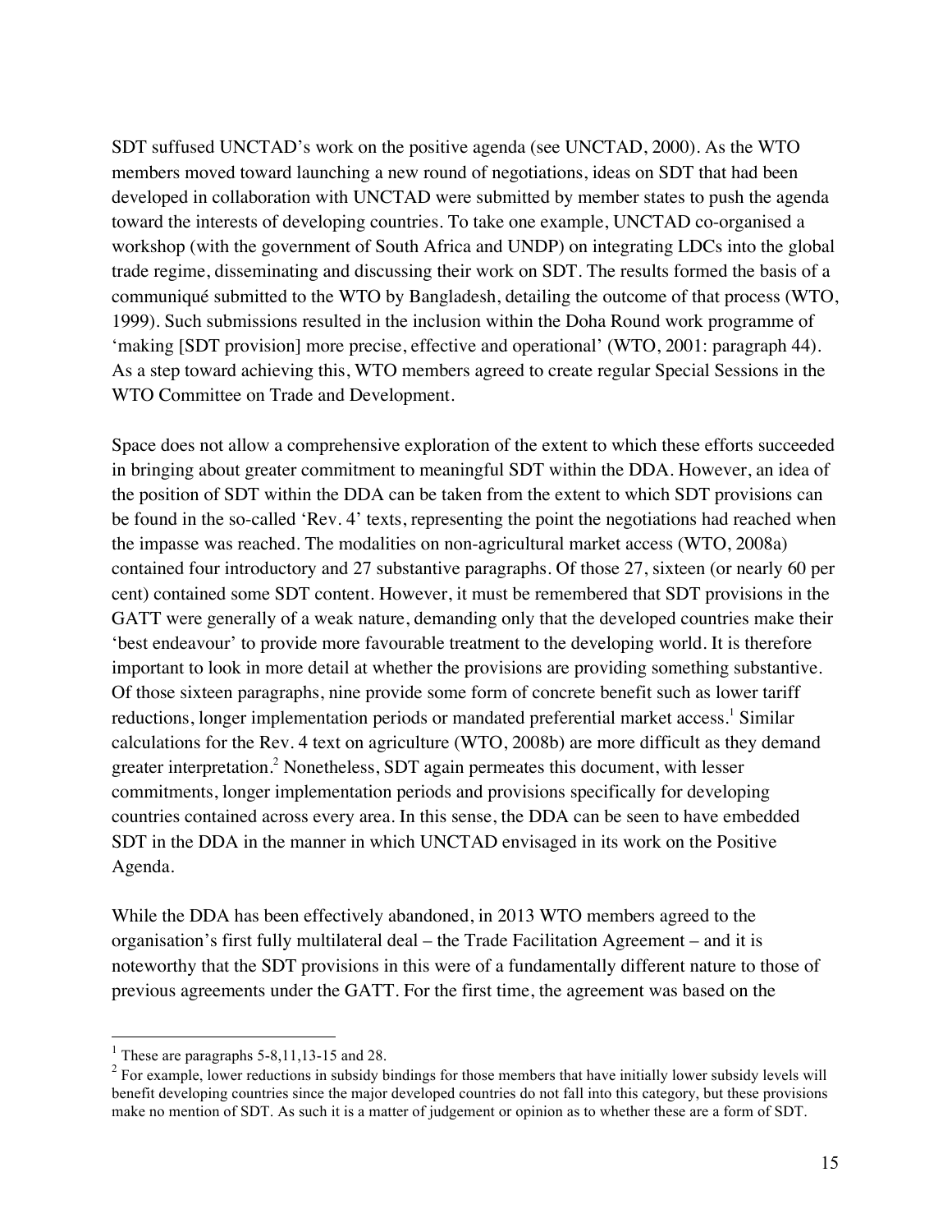SDT suffused UNCTAD's work on the positive agenda (see UNCTAD, 2000). As the WTO members moved toward launching a new round of negotiations, ideas on SDT that had been developed in collaboration with UNCTAD were submitted by member states to push the agenda toward the interests of developing countries. To take one example, UNCTAD co-organised a workshop (with the government of South Africa and UNDP) on integrating LDCs into the global trade regime, disseminating and discussing their work on SDT. The results formed the basis of a communiqué submitted to the WTO by Bangladesh, detailing the outcome of that process (WTO, 1999). Such submissions resulted in the inclusion within the Doha Round work programme of 'making [SDT provision] more precise, effective and operational' (WTO, 2001: paragraph 44). As a step toward achieving this, WTO members agreed to create regular Special Sessions in the WTO Committee on Trade and Development.

Space does not allow a comprehensive exploration of the extent to which these efforts succeeded in bringing about greater commitment to meaningful SDT within the DDA. However, an idea of the position of SDT within the DDA can be taken from the extent to which SDT provisions can be found in the so-called 'Rev. 4' texts, representing the point the negotiations had reached when the impasse was reached. The modalities on non-agricultural market access (WTO, 2008a) contained four introductory and 27 substantive paragraphs. Of those 27, sixteen (or nearly 60 per cent) contained some SDT content. However, it must be remembered that SDT provisions in the GATT were generally of a weak nature, demanding only that the developed countries make their 'best endeavour' to provide more favourable treatment to the developing world. It is therefore important to look in more detail at whether the provisions are providing something substantive. Of those sixteen paragraphs, nine provide some form of concrete benefit such as lower tariff reductions, longer implementation periods or mandated preferential market access.[1] Similar calculations for the Rev. 4 text on agriculture (WTO, 2008b) are more difficult as they demand greater interpretation.[2] Nonetheless, SDT again permeates this document, with lesser commitments, longer implementation periods and provisions specifically for developing countries contained across every area. In this sense, the DDA can be seen to have embedded SDT in the DDA in the manner in which UNCTAD envisaged in its work on the Positive Agenda.

While the DDA has been effectively abandoned, in 2013 WTO members agreed to the organisation's first fully multilateral deal – the Trade Facilitation Agreement – and it is noteworthy that the SDT provisions in this were of a fundamentally different nature to those of previous agreements under the GATT. For the first time, the agreement was based on the

---

[1] These are paragraphs 5-8,11,13-15 and 28.

[2] For example, lower reductions in subsidy bindings for those members that have initially lower subsidy levels will benefit developing countries since the major developed countries do not fall into this category, but these provisions make no mention of SDT. As such it is a matter of judgement or opinion as to whether these are a form of SDT.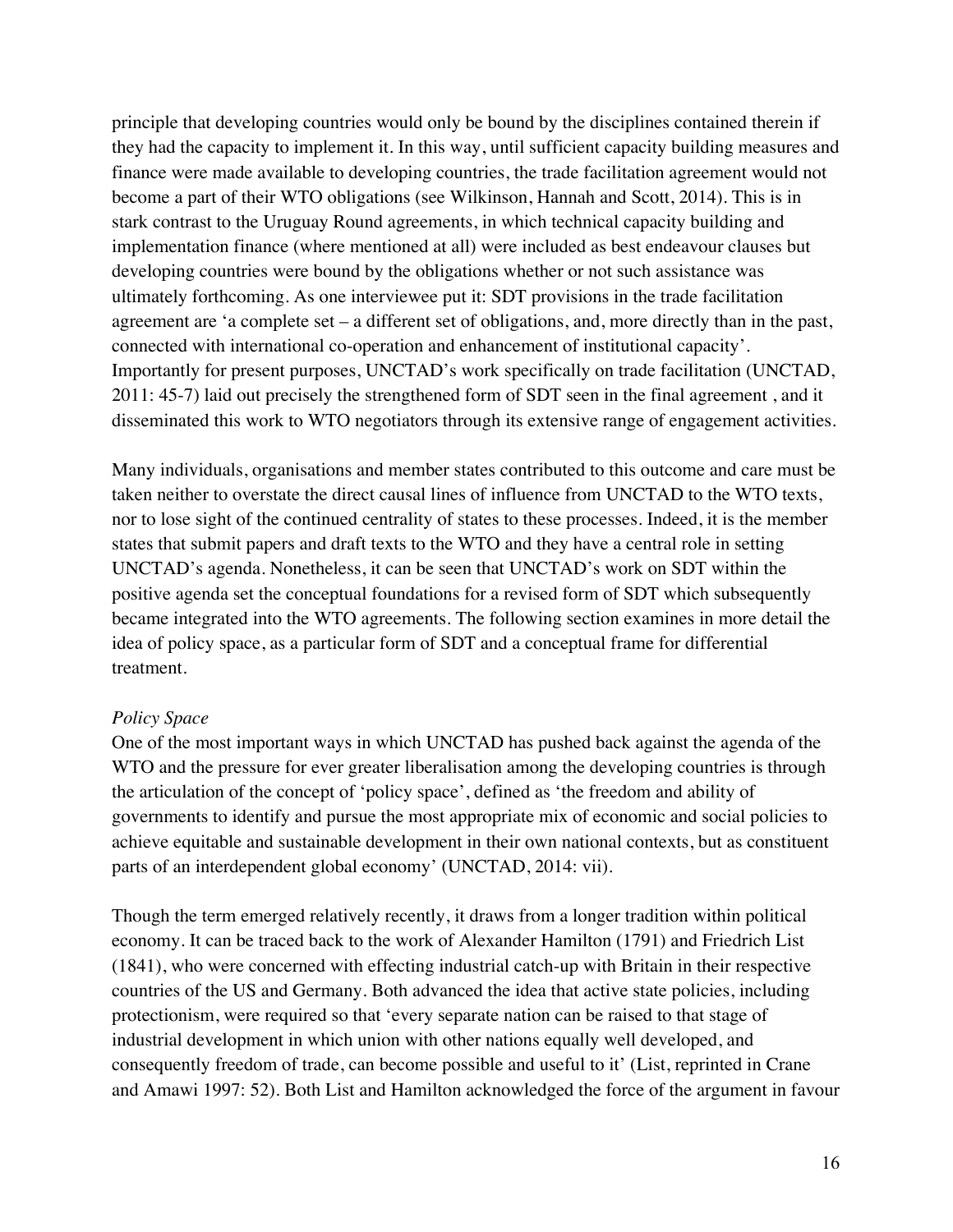principle that developing countries would only be bound by the disciplines contained therein if they had the capacity to implement it. In this way, until sufficient capacity building measures and finance were made available to developing countries, the trade facilitation agreement would not become a part of their WTO obligations (see Wilkinson, Hannah and Scott, 2014). This is in stark contrast to the Uruguay Round agreements, in which technical capacity building and implementation finance (where mentioned at all) were included as best endeavour clauses but developing countries were bound by the obligations whether or not such assistance was ultimately forthcoming. As one interviewee put it: SDT provisions in the trade facilitation agreement are 'a complete set – a different set of obligations, and, more directly than in the past, connected with international co-operation and enhancement of institutional capacity'. Importantly for present purposes, UNCTAD's work specifically on trade facilitation (UNCTAD, 2011: 45-7) laid out precisely the strengthened form of SDT seen in the final agreement , and it disseminated this work to WTO negotiators through its extensive range of engagement activities.

Many individuals, organisations and member states contributed to this outcome and care must be taken neither to overstate the direct causal lines of influence from UNCTAD to the WTO texts, nor to lose sight of the continued centrality of states to these processes. Indeed, it is the member states that submit papers and draft texts to the WTO and they have a central role in setting UNCTAD's agenda. Nonetheless, it can be seen that UNCTAD's work on SDT within the positive agenda set the conceptual foundations for a revised form of SDT which subsequently became integrated into the WTO agreements. The following section examines in more detail the idea of policy space, as a particular form of SDT and a conceptual frame for differential treatment.

*Policy Space*

One of the most important ways in which UNCTAD has pushed back against the agenda of the WTO and the pressure for ever greater liberalisation among the developing countries is through the articulation of the concept of 'policy space', defined as 'the freedom and ability of governments to identify and pursue the most appropriate mix of economic and social policies to achieve equitable and sustainable development in their own national contexts, but as constituent parts of an interdependent global economy' (UNCTAD, 2014: vii).

Though the term emerged relatively recently, it draws from a longer tradition within political economy. It can be traced back to the work of Alexander Hamilton (1791) and Friedrich List (1841), who were concerned with effecting industrial catch-up with Britain in their respective countries of the US and Germany. Both advanced the idea that active state policies, including protectionism, were required so that 'every separate nation can be raised to that stage of industrial development in which union with other nations equally well developed, and consequently freedom of trade, can become possible and useful to it' (List, reprinted in Crane and Amawi 1997: 52). Both List and Hamilton acknowledged the force of the argument in favour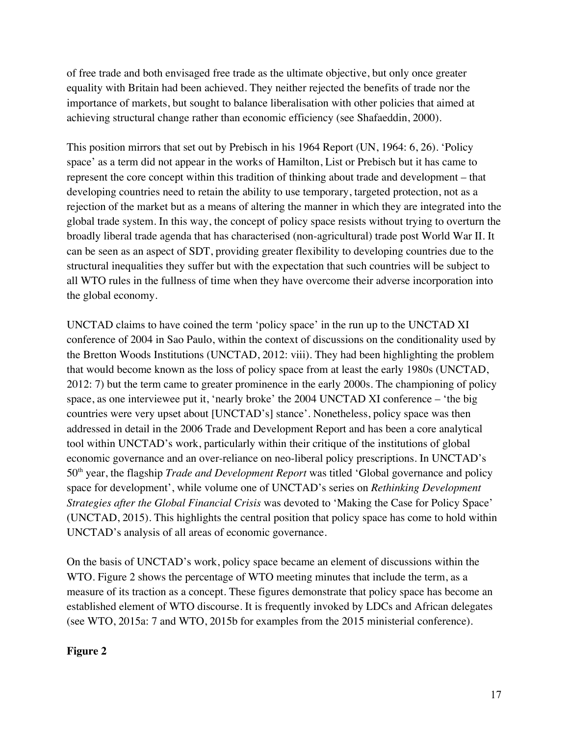of free trade and both envisaged free trade as the ultimate objective, but only once greater equality with Britain had been achieved. They neither rejected the benefits of trade nor the importance of markets, but sought to balance liberalisation with other policies that aimed at achieving structural change rather than economic efficiency (see Shafaeddin, 2000).

This position mirrors that set out by Prebisch in his 1964 Report (UN, 1964: 6, 26). 'Policy space' as a term did not appear in the works of Hamilton, List or Prebisch but it has came to represent the core concept within this tradition of thinking about trade and development – that developing countries need to retain the ability to use temporary, targeted protection, not as a rejection of the market but as a means of altering the manner in which they are integrated into the global trade system. In this way, the concept of policy space resists without trying to overturn the broadly liberal trade agenda that has characterised (non-agricultural) trade post World War II. It can be seen as an aspect of SDT, providing greater flexibility to developing countries due to the structural inequalities they suffer but with the expectation that such countries will be subject to all WTO rules in the fullness of time when they have overcome their adverse incorporation into the global economy.

UNCTAD claims to have coined the term 'policy space' in the run up to the UNCTAD XI conference of 2004 in Sao Paulo, within the context of discussions on the conditionality used by the Bretton Woods Institutions (UNCTAD, 2012: viii). They had been highlighting the problem that would become known as the loss of policy space from at least the early 1980s (UNCTAD, 2012: 7) but the term came to greater prominence in the early 2000s. The championing of policy space, as one interviewee put it, 'nearly broke' the 2004 UNCTAD XI conference – 'the big countries were very upset about [UNCTAD's] stance'. Nonetheless, policy space was then addressed in detail in the 2006 Trade and Development Report and has been a core analytical tool within UNCTAD's work, particularly within their critique of the institutions of global economic governance and an over-reliance on neo-liberal policy prescriptions. In UNCTAD's 50th year, the flagship *Trade and Development Report* was titled 'Global governance and policy space for development', while volume one of UNCTAD's series on *Rethinking Development Strategies after the Global Financial Crisis* was devoted to 'Making the Case for Policy Space' (UNCTAD, 2015). This highlights the central position that policy space has come to hold within UNCTAD's analysis of all areas of economic governance.

On the basis of UNCTAD's work, policy space became an element of discussions within the WTO. Figure 2 shows the percentage of WTO meeting minutes that include the term, as a measure of its traction as a concept. These figures demonstrate that policy space has become an established element of WTO discourse. It is frequently invoked by LDCs and African delegates (see WTO, 2015a: 7 and WTO, 2015b for examples from the 2015 ministerial conference).

**Figure 2**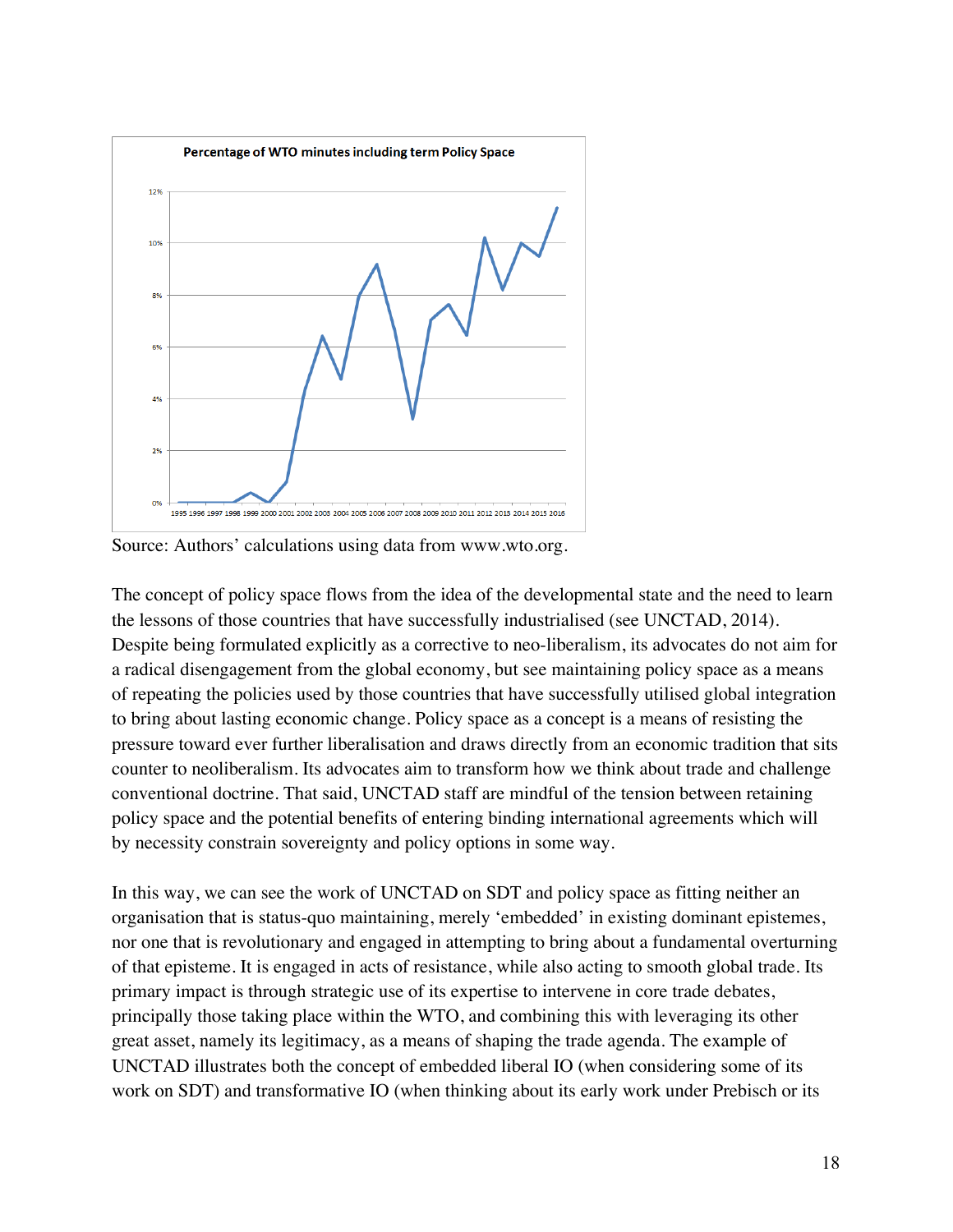**Percentage of WTO minutes including term Policy Space**

Source: Authors' calculations using data from www.wto.org.

The concept of policy space flows from the idea of the developmental state and the need to learn the lessons of those countries that have successfully industrialised (see UNCTAD, 2014). Despite being formulated explicitly as a corrective to neo-liberalism, its advocates do not aim for a radical disengagement from the global economy, but see maintaining policy space as a means of repeating the policies used by those countries that have successfully utilised global integration to bring about lasting economic change. Policy space as a concept is a means of resisting the pressure toward ever further liberalisation and draws directly from an economic tradition that sits counter to neoliberalism. Its advocates aim to transform how we think about trade and challenge conventional doctrine. That said, UNCTAD staff are mindful of the tension between retaining policy space and the potential benefits of entering binding international agreements which will by necessity constrain sovereignty and policy options in some way.

In this way, we can see the work of UNCTAD on SDT and policy space as fitting neither an organisation that is status-quo maintaining, merely 'embedded' in existing dominant epistemes, nor one that is revolutionary and engaged in attempting to bring about a fundamental overturning of that episteme. It is engaged in acts of resistance, while also acting to smooth global trade. Its primary impact is through strategic use of its expertise to intervene in core trade debates, principally those taking place within the WTO, and combining this with leveraging its other great asset, namely its legitimacy, as a means of shaping the trade agenda. The example of UNCTAD illustrates both the concept of embedded liberal IO (when considering some of its work on SDT) and transformative IO (when thinking about its early work under Prebisch or its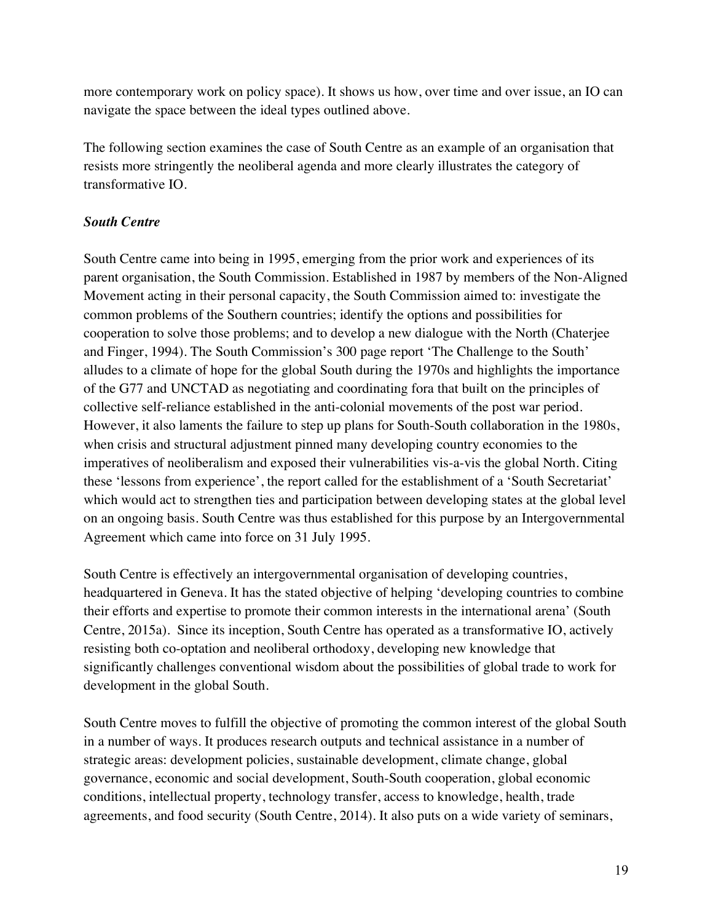more contemporary work on policy space). It shows us how, over time and over issue, an IO can navigate the space between the ideal types outlined above.

The following section examines the case of South Centre as an example of an organisation that resists more stringently the neoliberal agenda and more clearly illustrates the category of transformative IO.

### *South Centre*

South Centre came into being in 1995, emerging from the prior work and experiences of its parent organisation, the South Commission. Established in 1987 by members of the Non-Aligned Movement acting in their personal capacity, the South Commission aimed to: investigate the common problems of the Southern countries; identify the options and possibilities for cooperation to solve those problems; and to develop a new dialogue with the North (Chaterjee and Finger, 1994). The South Commission's 300 page report 'The Challenge to the South' alludes to a climate of hope for the global South during the 1970s and highlights the importance of the G77 and UNCTAD as negotiating and coordinating fora that built on the principles of collective self-reliance established in the anti-colonial movements of the post war period. However, it also laments the failure to step up plans for South-South collaboration in the 1980s, when crisis and structural adjustment pinned many developing country economies to the imperatives of neoliberalism and exposed their vulnerabilities vis-a-vis the global North. Citing these 'lessons from experience', the report called for the establishment of a 'South Secretariat' which would act to strengthen ties and participation between developing states at the global level on an ongoing basis. South Centre was thus established for this purpose by an Intergovernmental Agreement which came into force on 31 July 1995.

South Centre is effectively an intergovernmental organisation of developing countries, headquartered in Geneva. It has the stated objective of helping 'developing countries to combine their efforts and expertise to promote their common interests in the international arena' (South Centre, 2015a). Since its inception, South Centre has operated as a transformative IO, actively resisting both co-optation and neoliberal orthodoxy, developing new knowledge that significantly challenges conventional wisdom about the possibilities of global trade to work for development in the global South.

South Centre moves to fulfill the objective of promoting the common interest of the global South in a number of ways. It produces research outputs and technical assistance in a number of strategic areas: development policies, sustainable development, climate change, global governance, economic and social development, South-South cooperation, global economic conditions, intellectual property, technology transfer, access to knowledge, health, trade agreements, and food security (South Centre, 2014). It also puts on a wide variety of seminars,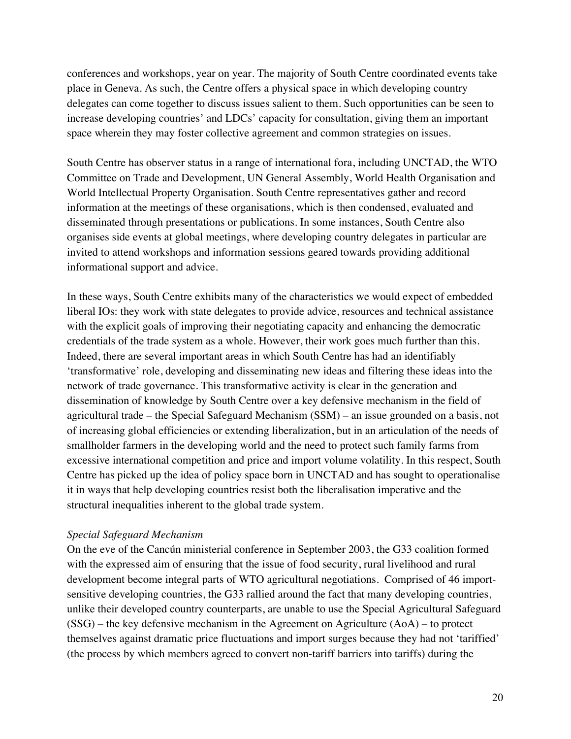conferences and workshops, year on year. The majority of South Centre coordinated events take place in Geneva. As such, the Centre offers a physical space in which developing country delegates can come together to discuss issues salient to them. Such opportunities can be seen to increase developing countries' and LDCs' capacity for consultation, giving them an important space wherein they may foster collective agreement and common strategies on issues.

South Centre has observer status in a range of international fora, including UNCTAD, the WTO Committee on Trade and Development, UN General Assembly, World Health Organisation and World Intellectual Property Organisation. South Centre representatives gather and record information at the meetings of these organisations, which is then condensed, evaluated and disseminated through presentations or publications. In some instances, South Centre also organises side events at global meetings, where developing country delegates in particular are invited to attend workshops and information sessions geared towards providing additional informational support and advice.

In these ways, South Centre exhibits many of the characteristics we would expect of embedded liberal IOs: they work with state delegates to provide advice, resources and technical assistance with the explicit goals of improving their negotiating capacity and enhancing the democratic credentials of the trade system as a whole. However, their work goes much further than this. Indeed, there are several important areas in which South Centre has had an identifiably 'transformative' role, developing and disseminating new ideas and filtering these ideas into the network of trade governance. This transformative activity is clear in the generation and dissemination of knowledge by South Centre over a key defensive mechanism in the field of agricultural trade – the Special Safeguard Mechanism (SSM) – an issue grounded on a basis, not of increasing global efficiencies or extending liberalization, but in an articulation of the needs of smallholder farmers in the developing world and the need to protect such family farms from excessive international competition and price and import volume volatility. In this respect, South Centre has picked up the idea of policy space born in UNCTAD and has sought to operationalise it in ways that help developing countries resist both the liberalisation imperative and the structural inequalities inherent to the global trade system.

*Special Safeguard Mechanism*

On the eve of the Cancún ministerial conference in September 2003, the G33 coalition formed with the expressed aim of ensuring that the issue of food security, rural livelihood and rural development become integral parts of WTO agricultural negotiations. Comprised of 46 import-sensitive developing countries, the G33 rallied around the fact that many developing countries, unlike their developed country counterparts, are unable to use the Special Agricultural Safeguard (SSG) – the key defensive mechanism in the Agreement on Agriculture (AoA) – to protect themselves against dramatic price fluctuations and import surges because they had not 'tariffied' (the process by which members agreed to convert non-tariff barriers into tariffs) during the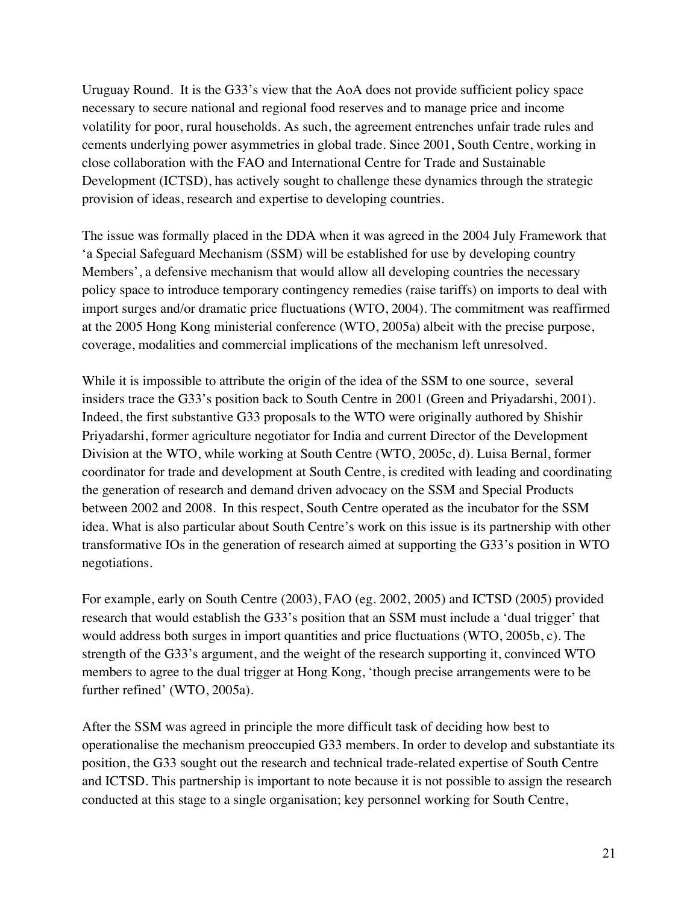Uruguay Round. It is the G33's view that the AoA does not provide sufficient policy space necessary to secure national and regional food reserves and to manage price and income volatility for poor, rural households. As such, the agreement entrenches unfair trade rules and cements underlying power asymmetries in global trade. Since 2001, South Centre, working in close collaboration with the FAO and International Centre for Trade and Sustainable Development (ICTSD), has actively sought to challenge these dynamics through the strategic provision of ideas, research and expertise to developing countries.

The issue was formally placed in the DDA when it was agreed in the 2004 July Framework that 'a Special Safeguard Mechanism (SSM) will be established for use by developing country Members', a defensive mechanism that would allow all developing countries the necessary policy space to introduce temporary contingency remedies (raise tariffs) on imports to deal with import surges and/or dramatic price fluctuations (WTO, 2004). The commitment was reaffirmed at the 2005 Hong Kong ministerial conference (WTO, 2005a) albeit with the precise purpose, coverage, modalities and commercial implications of the mechanism left unresolved.

While it is impossible to attribute the origin of the idea of the SSM to one source, several insiders trace the G33's position back to South Centre in 2001 (Green and Priyadarshi, 2001). Indeed, the first substantive G33 proposals to the WTO were originally authored by Shishir Priyadarshi, former agriculture negotiator for India and current Director of the Development Division at the WTO, while working at South Centre (WTO, 2005c, d). Luisa Bernal, former coordinator for trade and development at South Centre, is credited with leading and coordinating the generation of research and demand driven advocacy on the SSM and Special Products between 2002 and 2008. In this respect, South Centre operated as the incubator for the SSM idea. What is also particular about South Centre's work on this issue is its partnership with other transformative IOs in the generation of research aimed at supporting the G33's position in WTO negotiations.

For example, early on South Centre (2003), FAO (eg. 2002, 2005) and ICTSD (2005) provided research that would establish the G33's position that an SSM must include a 'dual trigger' that would address both surges in import quantities and price fluctuations (WTO, 2005b, c). The strength of the G33's argument, and the weight of the research supporting it, convinced WTO members to agree to the dual trigger at Hong Kong, 'though precise arrangements were to be further refined' (WTO, 2005a).

After the SSM was agreed in principle the more difficult task of deciding how best to operationalise the mechanism preoccupied G33 members. In order to develop and substantiate its position, the G33 sought out the research and technical trade-related expertise of South Centre and ICTSD. This partnership is important to note because it is not possible to assign the research conducted at this stage to a single organisation; key personnel working for South Centre,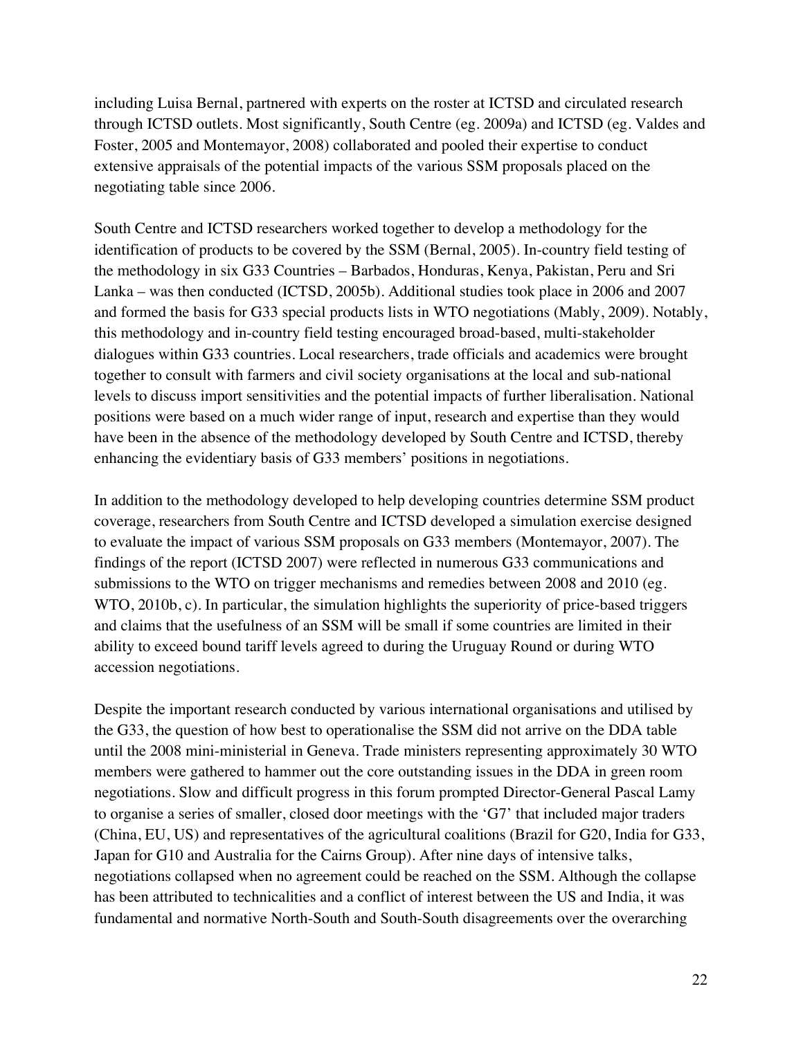including Luisa Bernal, partnered with experts on the roster at ICTSD and circulated research through ICTSD outlets. Most significantly, South Centre (eg. 2009a) and ICTSD (eg. Valdes and Foster, 2005 and Montemayor, 2008) collaborated and pooled their expertise to conduct extensive appraisals of the potential impacts of the various SSM proposals placed on the negotiating table since 2006.

South Centre and ICTSD researchers worked together to develop a methodology for the identification of products to be covered by the SSM (Bernal, 2005). In-country field testing of the methodology in six G33 Countries – Barbados, Honduras, Kenya, Pakistan, Peru and Sri Lanka – was then conducted (ICTSD, 2005b). Additional studies took place in 2006 and 2007 and formed the basis for G33 special products lists in WTO negotiations (Mably, 2009). Notably, this methodology and in-country field testing encouraged broad-based, multi-stakeholder dialogues within G33 countries. Local researchers, trade officials and academics were brought together to consult with farmers and civil society organisations at the local and sub-national levels to discuss import sensitivities and the potential impacts of further liberalisation. National positions were based on a much wider range of input, research and expertise than they would have been in the absence of the methodology developed by South Centre and ICTSD, thereby enhancing the evidentiary basis of G33 members' positions in negotiations.

In addition to the methodology developed to help developing countries determine SSM product coverage, researchers from South Centre and ICTSD developed a simulation exercise designed to evaluate the impact of various SSM proposals on G33 members (Montemayor, 2007). The findings of the report (ICTSD 2007) were reflected in numerous G33 communications and submissions to the WTO on trigger mechanisms and remedies between 2008 and 2010 (eg. WTO, 2010b, c). In particular, the simulation highlights the superiority of price-based triggers and claims that the usefulness of an SSM will be small if some countries are limited in their ability to exceed bound tariff levels agreed to during the Uruguay Round or during WTO accession negotiations.

Despite the important research conducted by various international organisations and utilised by the G33, the question of how best to operationalise the SSM did not arrive on the DDA table until the 2008 mini-ministerial in Geneva. Trade ministers representing approximately 30 WTO members were gathered to hammer out the core outstanding issues in the DDA in green room negotiations. Slow and difficult progress in this forum prompted Director-General Pascal Lamy to organise a series of smaller, closed door meetings with the 'G7' that included major traders (China, EU, US) and representatives of the agricultural coalitions (Brazil for G20, India for G33, Japan for G10 and Australia for the Cairns Group). After nine days of intensive talks, negotiations collapsed when no agreement could be reached on the SSM. Although the collapse has been attributed to technicalities and a conflict of interest between the US and India, it was fundamental and normative North-South and South-South disagreements over the overarching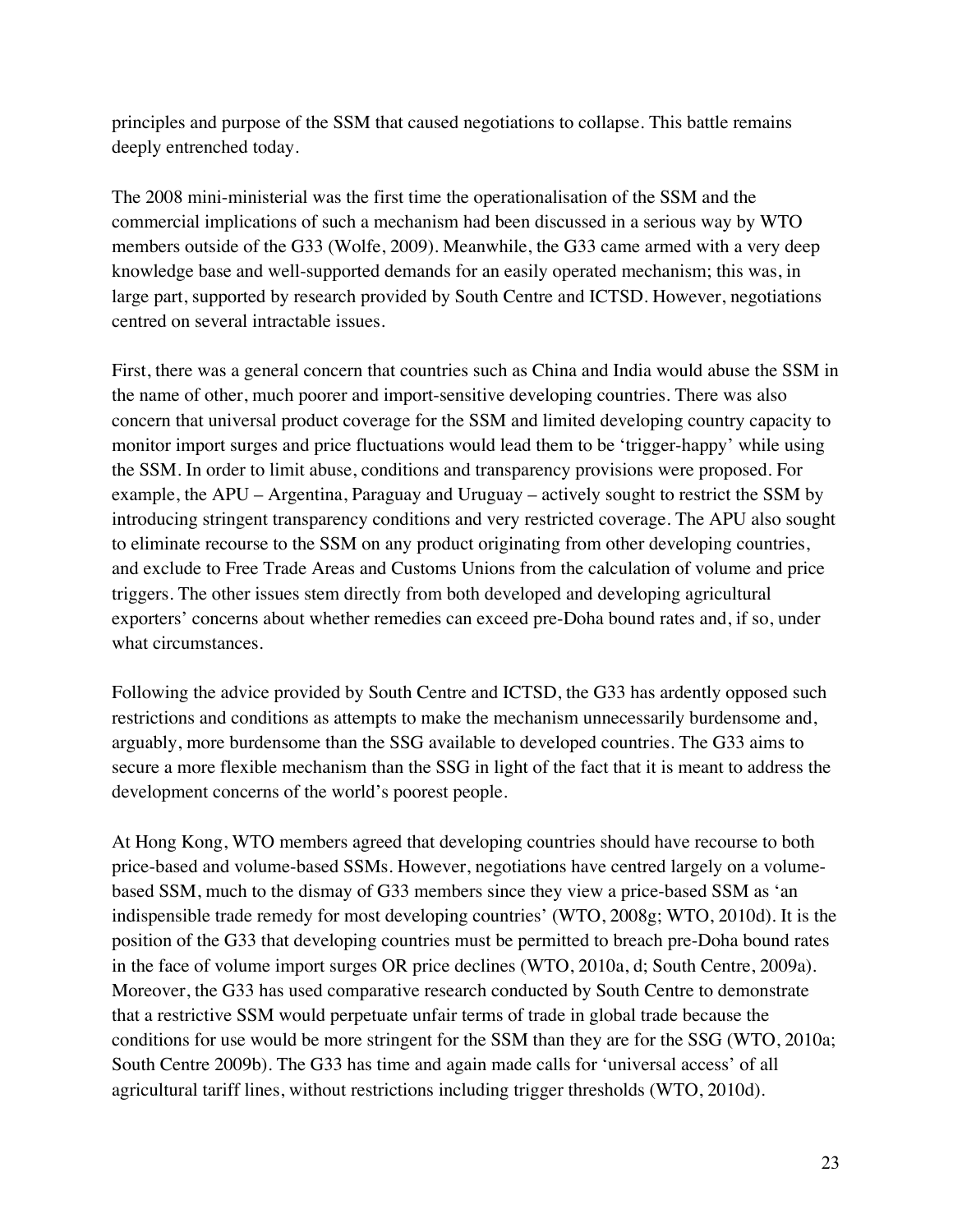principles and purpose of the SSM that caused negotiations to collapse. This battle remains deeply entrenched today.

The 2008 mini-ministerial was the first time the operationalisation of the SSM and the commercial implications of such a mechanism had been discussed in a serious way by WTO members outside of the G33 (Wolfe, 2009). Meanwhile, the G33 came armed with a very deep knowledge base and well-supported demands for an easily operated mechanism; this was, in large part, supported by research provided by South Centre and ICTSD. However, negotiations centred on several intractable issues.

First, there was a general concern that countries such as China and India would abuse the SSM in the name of other, much poorer and import-sensitive developing countries. There was also concern that universal product coverage for the SSM and limited developing country capacity to monitor import surges and price fluctuations would lead them to be 'trigger-happy' while using the SSM. In order to limit abuse, conditions and transparency provisions were proposed. For example, the APU – Argentina, Paraguay and Uruguay – actively sought to restrict the SSM by introducing stringent transparency conditions and very restricted coverage. The APU also sought to eliminate recourse to the SSM on any product originating from other developing countries, and exclude to Free Trade Areas and Customs Unions from the calculation of volume and price triggers. The other issues stem directly from both developed and developing agricultural exporters' concerns about whether remedies can exceed pre-Doha bound rates and, if so, under what circumstances.

Following the advice provided by South Centre and ICTSD, the G33 has ardently opposed such restrictions and conditions as attempts to make the mechanism unnecessarily burdensome and, arguably, more burdensome than the SSG available to developed countries. The G33 aims to secure a more flexible mechanism than the SSG in light of the fact that it is meant to address the development concerns of the world's poorest people.

At Hong Kong, WTO members agreed that developing countries should have recourse to both price-based and volume-based SSMs. However, negotiations have centred largely on a volume-based SSM, much to the dismay of G33 members since they view a price-based SSM as 'an indispensible trade remedy for most developing countries' (WTO, 2008g; WTO, 2010d). It is the position of the G33 that developing countries must be permitted to breach pre-Doha bound rates in the face of volume import surges OR price declines (WTO, 2010a, d; South Centre, 2009a). Moreover, the G33 has used comparative research conducted by South Centre to demonstrate that a restrictive SSM would perpetuate unfair terms of trade in global trade because the conditions for use would be more stringent for the SSM than they are for the SSG (WTO, 2010a; South Centre 2009b). The G33 has time and again made calls for 'universal access' of all agricultural tariff lines, without restrictions including trigger thresholds (WTO, 2010d).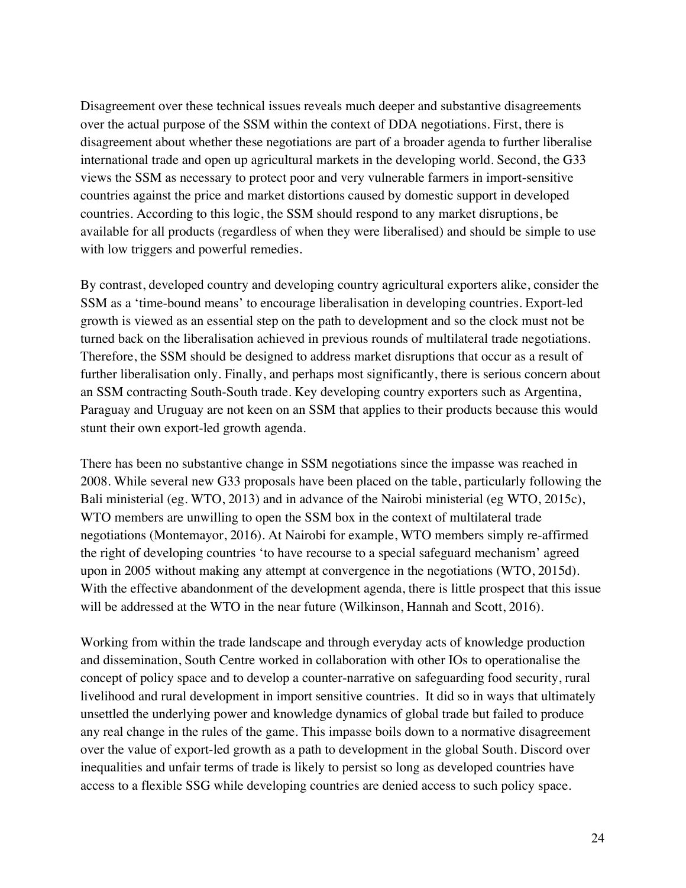Disagreement over these technical issues reveals much deeper and substantive disagreements over the actual purpose of the SSM within the context of DDA negotiations. First, there is disagreement about whether these negotiations are part of a broader agenda to further liberalise international trade and open up agricultural markets in the developing world. Second, the G33 views the SSM as necessary to protect poor and very vulnerable farmers in import-sensitive countries against the price and market distortions caused by domestic support in developed countries. According to this logic, the SSM should respond to any market disruptions, be available for all products (regardless of when they were liberalised) and should be simple to use with low triggers and powerful remedies.

By contrast, developed country and developing country agricultural exporters alike, consider the SSM as a 'time-bound means' to encourage liberalisation in developing countries. Export-led growth is viewed as an essential step on the path to development and so the clock must not be turned back on the liberalisation achieved in previous rounds of multilateral trade negotiations. Therefore, the SSM should be designed to address market disruptions that occur as a result of further liberalisation only. Finally, and perhaps most significantly, there is serious concern about an SSM contracting South-South trade. Key developing country exporters such as Argentina, Paraguay and Uruguay are not keen on an SSM that applies to their products because this would stunt their own export-led growth agenda.

There has been no substantive change in SSM negotiations since the impasse was reached in 2008. While several new G33 proposals have been placed on the table, particularly following the Bali ministerial (eg. WTO, 2013) and in advance of the Nairobi ministerial (eg WTO, 2015c), WTO members are unwilling to open the SSM box in the context of multilateral trade negotiations (Montemayor, 2016). At Nairobi for example, WTO members simply re-affirmed the right of developing countries 'to have recourse to a special safeguard mechanism' agreed upon in 2005 without making any attempt at convergence in the negotiations (WTO, 2015d). With the effective abandonment of the development agenda, there is little prospect that this issue will be addressed at the WTO in the near future (Wilkinson, Hannah and Scott, 2016).

Working from within the trade landscape and through everyday acts of knowledge production and dissemination, South Centre worked in collaboration with other IOs to operationalise the concept of policy space and to develop a counter-narrative on safeguarding food security, rural livelihood and rural development in import sensitive countries. It did so in ways that ultimately unsettled the underlying power and knowledge dynamics of global trade but failed to produce any real change in the rules of the game. This impasse boils down to a normative disagreement over the value of export-led growth as a path to development in the global South. Discord over inequalities and unfair terms of trade is likely to persist so long as developed countries have access to a flexible SSG while developing countries are denied access to such policy space.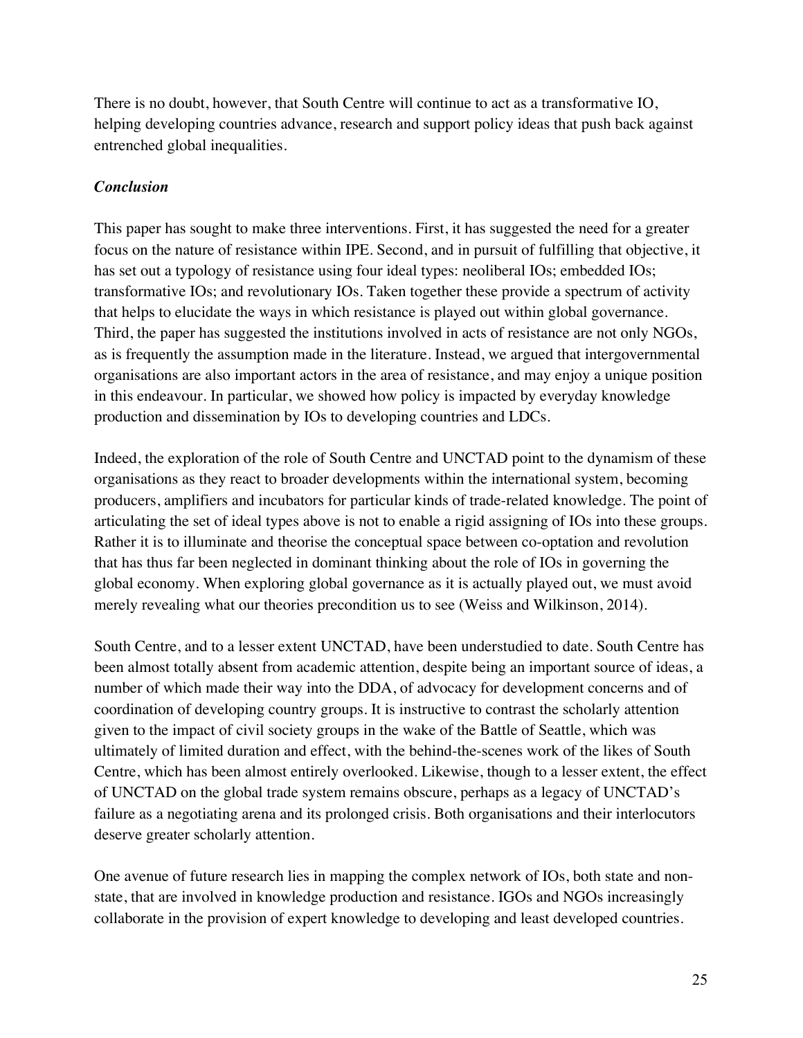There is no doubt, however, that South Centre will continue to act as a transformative IO, helping developing countries advance, research and support policy ideas that push back against entrenched global inequalities.

### *Conclusion*

This paper has sought to make three interventions. First, it has suggested the need for a greater focus on the nature of resistance within IPE. Second, and in pursuit of fulfilling that objective, it has set out a typology of resistance using four ideal types: neoliberal IOs; embedded IOs; transformative IOs; and revolutionary IOs. Taken together these provide a spectrum of activity that helps to elucidate the ways in which resistance is played out within global governance. Third, the paper has suggested the institutions involved in acts of resistance are not only NGOs, as is frequently the assumption made in the literature. Instead, we argued that intergovernmental organisations are also important actors in the area of resistance, and may enjoy a unique position in this endeavour. In particular, we showed how policy is impacted by everyday knowledge production and dissemination by IOs to developing countries and LDCs.

Indeed, the exploration of the role of South Centre and UNCTAD point to the dynamism of these organisations as they react to broader developments within the international system, becoming producers, amplifiers and incubators for particular kinds of trade-related knowledge. The point of articulating the set of ideal types above is not to enable a rigid assigning of IOs into these groups. Rather it is to illuminate and theorise the conceptual space between co-optation and revolution that has thus far been neglected in dominant thinking about the role of IOs in governing the global economy. When exploring global governance as it is actually played out, we must avoid merely revealing what our theories precondition us to see (Weiss and Wilkinson, 2014).

South Centre, and to a lesser extent UNCTAD, have been understudied to date. South Centre has been almost totally absent from academic attention, despite being an important source of ideas, a number of which made their way into the DDA, of advocacy for development concerns and of coordination of developing country groups. It is instructive to contrast the scholarly attention given to the impact of civil society groups in the wake of the Battle of Seattle, which was ultimately of limited duration and effect, with the behind-the-scenes work of the likes of South Centre, which has been almost entirely overlooked. Likewise, though to a lesser extent, the effect of UNCTAD on the global trade system remains obscure, perhaps as a legacy of UNCTAD's failure as a negotiating arena and its prolonged crisis. Both organisations and their interlocutors deserve greater scholarly attention.

One avenue of future research lies in mapping the complex network of IOs, both state and non-state, that are involved in knowledge production and resistance. IGOs and NGOs increasingly collaborate in the provision of expert knowledge to developing and least developed countries.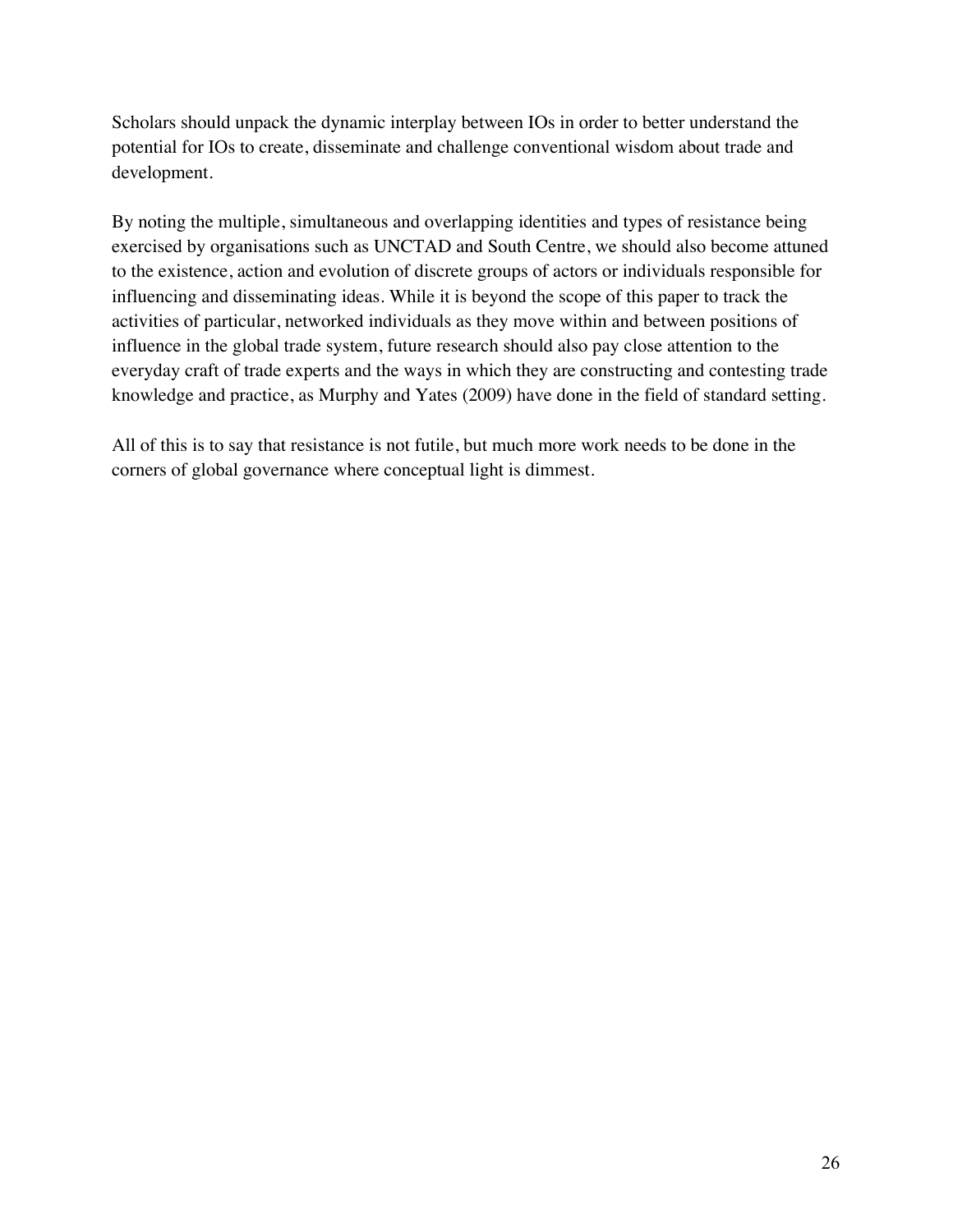Scholars should unpack the dynamic interplay between IOs in order to better understand the potential for IOs to create, disseminate and challenge conventional wisdom about trade and development.

By noting the multiple, simultaneous and overlapping identities and types of resistance being exercised by organisations such as UNCTAD and South Centre, we should also become attuned to the existence, action and evolution of discrete groups of actors or individuals responsible for influencing and disseminating ideas. While it is beyond the scope of this paper to track the activities of particular, networked individuals as they move within and between positions of influence in the global trade system, future research should also pay close attention to the everyday craft of trade experts and the ways in which they are constructing and contesting trade knowledge and practice, as Murphy and Yates (2009) have done in the field of standard setting.

All of this is to say that resistance is not futile, but much more work needs to be done in the corners of global governance where conceptual light is dimmest.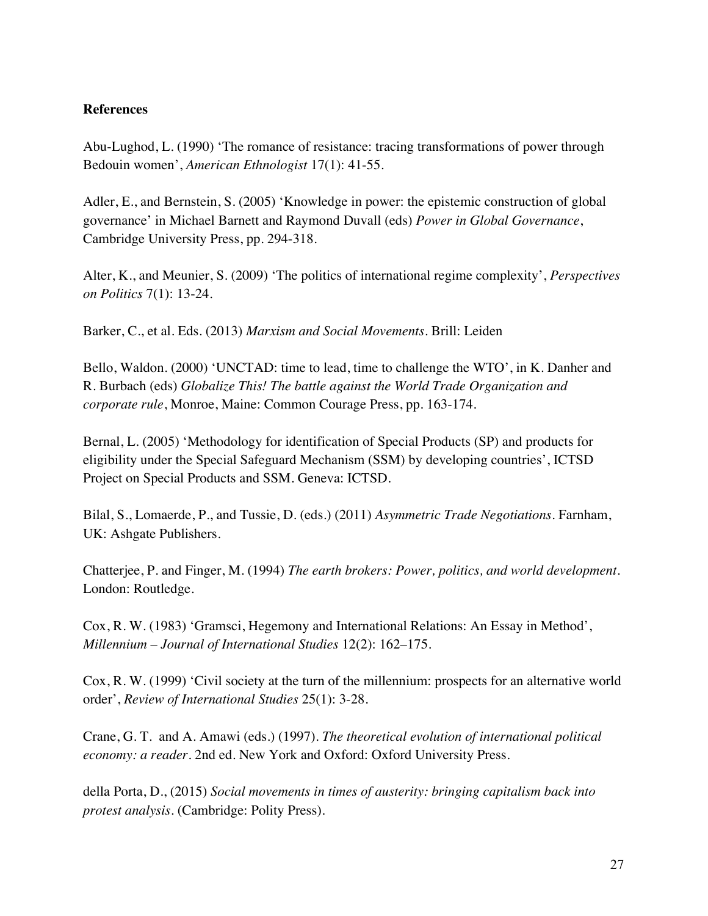**References**

Abu-Lughod, L. (1990) 'The romance of resistance: tracing transformations of power through Bedouin women', *American Ethnologist* 17(1): 41-55.

Adler, E., and Bernstein, S. (2005) 'Knowledge in power: the epistemic construction of global governance' in Michael Barnett and Raymond Duvall (eds) *Power in Global Governance*, Cambridge University Press, pp. 294-318.

Alter, K., and Meunier, S. (2009) 'The politics of international regime complexity', *Perspectives on Politics* 7(1): 13-24.

Barker, C., et al. Eds. (2013) *Marxism and Social Movements*. Brill: Leiden

Bello, Waldon. (2000) 'UNCTAD: time to lead, time to challenge the WTO', in K. Danher and R. Burbach (eds) *Globalize This! The battle against the World Trade Organization and corporate rule*, Monroe, Maine: Common Courage Press, pp. 163-174.

Bernal, L. (2005) 'Methodology for identification of Special Products (SP) and products for eligibility under the Special Safeguard Mechanism (SSM) by developing countries', ICTSD Project on Special Products and SSM. Geneva: ICTSD.

Bilal, S., Lomaerde, P., and Tussie, D. (eds.) (2011) *Asymmetric Trade Negotiations*. Farnham, UK: Ashgate Publishers.

Chatterjee, P. and Finger, M. (1994) *The earth brokers: Power, politics, and world development*. London: Routledge.

Cox, R. W. (1983) 'Gramsci, Hegemony and International Relations: An Essay in Method', *Millennium – Journal of International Studies* 12(2): 162–175.

Cox, R. W. (1999) 'Civil society at the turn of the millennium: prospects for an alternative world order', *Review of International Studies* 25(1): 3-28.

Crane, G. T. and A. Amawi (eds.) (1997). *The theoretical evolution of international political economy: a reader*. 2nd ed. New York and Oxford: Oxford University Press.

della Porta, D., (2015) *Social movements in times of austerity: bringing capitalism back into protest analysis*. (Cambridge: Polity Press).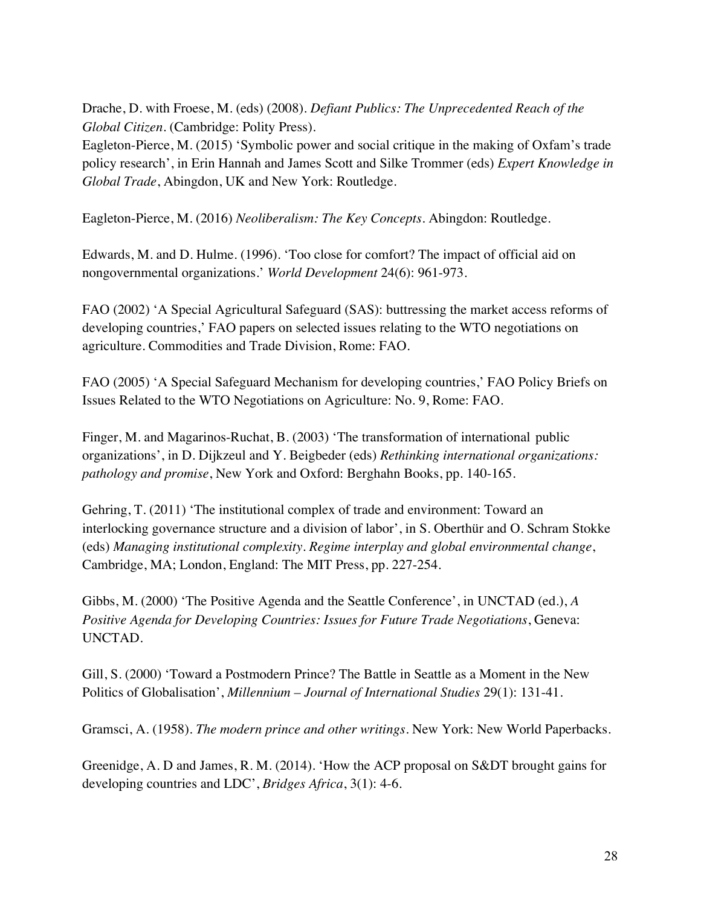Drache, D. with Froese, M. (eds) (2008). *Defiant Publics: The Unprecedented Reach of the Global Citizen*. (Cambridge: Polity Press).
Eagleton-Pierce, M. (2015) 'Symbolic power and social critique in the making of Oxfam's trade policy research', in Erin Hannah and James Scott and Silke Trommer (eds) *Expert Knowledge in Global Trade*, Abingdon, UK and New York: Routledge.

Eagleton-Pierce, M. (2016) *Neoliberalism: The Key Concepts*. Abingdon: Routledge.

Edwards, M. and D. Hulme. (1996). 'Too close for comfort? The impact of official aid on nongovernmental organizations.' *World Development* 24(6): 961-973.

FAO (2002) 'A Special Agricultural Safeguard (SAS): buttressing the market access reforms of developing countries,' FAO papers on selected issues relating to the WTO negotiations on agriculture. Commodities and Trade Division, Rome: FAO.

FAO (2005) 'A Special Safeguard Mechanism for developing countries,' FAO Policy Briefs on Issues Related to the WTO Negotiations on Agriculture: No. 9, Rome: FAO.

Finger, M. and Magarinos-Ruchat, B. (2003) 'The transformation of international public organizations', in D. Dijkzeul and Y. Beigbeder (eds) *Rethinking international organizations: pathology and promise*, New York and Oxford: Berghahn Books, pp. 140-165.

Gehring, T. (2011) 'The institutional complex of trade and environment: Toward an interlocking governance structure and a division of labor', in S. Oberthür and O. Schram Stokke (eds) *Managing institutional complexity. Regime interplay and global environmental change*, Cambridge, MA; London, England: The MIT Press, pp. 227-254.

Gibbs, M. (2000) 'The Positive Agenda and the Seattle Conference', in UNCTAD (ed.), *A Positive Agenda for Developing Countries: Issues for Future Trade Negotiations*, Geneva: UNCTAD.

Gill, S. (2000) 'Toward a Postmodern Prince? The Battle in Seattle as a Moment in the New Politics of Globalisation', *Millennium – Journal of International Studies* 29(1): 131-41.

Gramsci, A. (1958). *The modern prince and other writings*. New York: New World Paperbacks.

Greenidge, A. D and James, R. M. (2014). 'How the ACP proposal on S&DT brought gains for developing countries and LDC', *Bridges Africa*, 3(1): 4-6.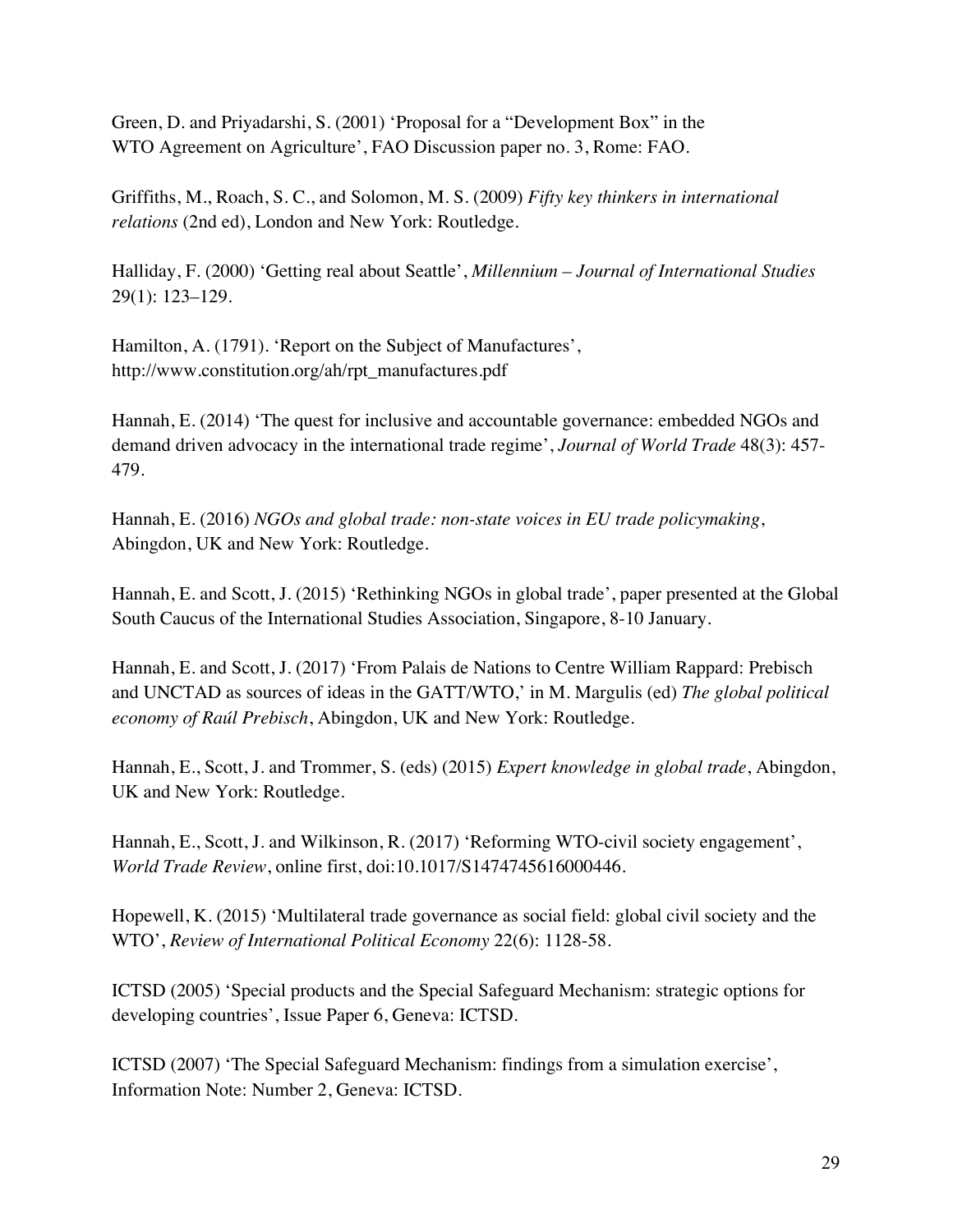Green, D. and Priyadarshi, S. (2001) ‘Proposal for a “Development Box” in the WTO Agreement on Agriculture’, FAO Discussion paper no. 3, Rome: FAO.

Griffiths, M., Roach, S. C., and Solomon, M. S. (2009) *Fifty key thinkers in international relations* (2nd ed), London and New York: Routledge.

Halliday, F. (2000) ‘Getting real about Seattle’, *Millennium – Journal of International Studies* 29(1): 123–129.

Hamilton, A. (1791). ‘Report on the Subject of Manufactures’, http://www.constitution.org/ah/rpt_manufactures.pdf

Hannah, E. (2014) ‘The quest for inclusive and accountable governance: embedded NGOs and demand driven advocacy in the international trade regime’, *Journal of World Trade* 48(3): 457-479.

Hannah, E. (2016) *NGOs and global trade: non-state voices in EU trade policymaking*, Abingdon, UK and New York: Routledge.

Hannah, E. and Scott, J. (2015) ‘Rethinking NGOs in global trade’, paper presented at the Global South Caucus of the International Studies Association, Singapore, 8-10 January.

Hannah, E. and Scott, J. (2017) ‘From Palais de Nations to Centre William Rappard: Prebisch and UNCTAD as sources of ideas in the GATT/WTO,’ in M. Margulis (ed) *The global political economy of Raúl Prebisch*, Abingdon, UK and New York: Routledge.

Hannah, E., Scott, J. and Trommer, S. (eds) (2015) *Expert knowledge in global trade*, Abingdon, UK and New York: Routledge.

Hannah, E., Scott, J. and Wilkinson, R. (2017) ‘Reforming WTO-civil society engagement’, *World Trade Review*, online first, doi:10.1017/S1474745616000446.

Hopewell, K. (2015) ‘Multilateral trade governance as social field: global civil society and the WTO’, *Review of International Political Economy* 22(6): 1128-58.

ICTSD (2005) ‘Special products and the Special Safeguard Mechanism: strategic options for developing countries’, Issue Paper 6, Geneva: ICTSD.

ICTSD (2007) ‘The Special Safeguard Mechanism: findings from a simulation exercise’, Information Note: Number 2, Geneva: ICTSD.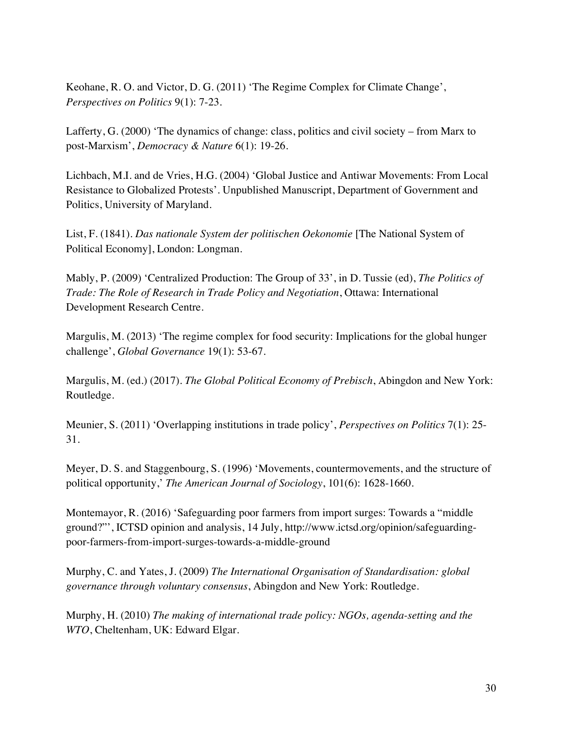Keohane, R. O. and Victor, D. G. (2011) 'The Regime Complex for Climate Change', *Perspectives on Politics* 9(1): 7-23.

Lafferty, G. (2000) 'The dynamics of change: class, politics and civil society – from Marx to post-Marxism', *Democracy & Nature* 6(1): 19-26.

Lichbach, M.I. and de Vries, H.G. (2004) 'Global Justice and Antiwar Movements: From Local Resistance to Globalized Protests'. Unpublished Manuscript, Department of Government and Politics, University of Maryland.

List, F. (1841). *Das nationale System der politischen Oekonomie* [The National System of Political Economy], London: Longman.

Mably, P. (2009) 'Centralized Production: The Group of 33', in D. Tussie (ed), *The Politics of Trade: The Role of Research in Trade Policy and Negotiation*, Ottawa: International Development Research Centre.

Margulis, M. (2013) 'The regime complex for food security: Implications for the global hunger challenge', *Global Governance* 19(1): 53-67.

Margulis, M. (ed.) (2017). *The Global Political Economy of Prebisch*, Abingdon and New York: Routledge.

Meunier, S. (2011) 'Overlapping institutions in trade policy', *Perspectives on Politics* 7(1): 25-31.

Meyer, D. S. and Staggenbourg, S. (1996) 'Movements, countermovements, and the structure of political opportunity,' *The American Journal of Sociology*, 101(6): 1628-1660.

Montemayor, R. (2016) 'Safeguarding poor farmers from import surges: Towards a "middle ground?"', ICTSD opinion and analysis, 14 July, http://www.ictsd.org/opinion/safeguarding-poor-farmers-from-import-surges-towards-a-middle-ground

Murphy, C. and Yates, J. (2009) *The International Organisation of Standardisation: global governance through voluntary consensus*, Abingdon and New York: Routledge.

Murphy, H. (2010) *The making of international trade policy: NGOs, agenda-setting and the WTO*, Cheltenham, UK: Edward Elgar.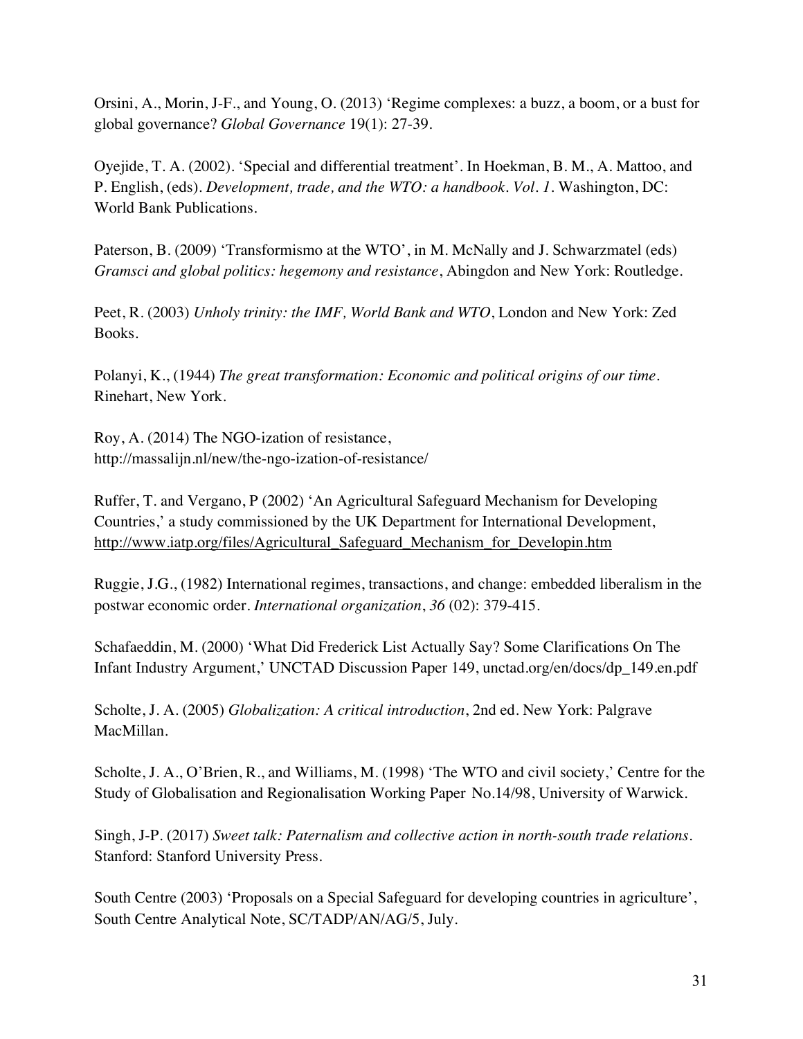Orsini, A., Morin, J-F., and Young, O. (2013) 'Regime complexes: a buzz, a boom, or a bust for global governance? *Global Governance* 19(1): 27-39.

Oyejide, T. A. (2002). 'Special and differential treatment'. In Hoekman, B. M., A. Mattoo, and P. English, (eds). *Development, trade, and the WTO: a handbook. Vol. 1.* Washington, DC: World Bank Publications.

Paterson, B. (2009) 'Transformismo at the WTO', in M. McNally and J. Schwarzmatel (eds) *Gramsci and global politics: hegemony and resistance*, Abingdon and New York: Routledge.

Peet, R. (2003) *Unholy trinity: the IMF, World Bank and WTO*, London and New York: Zed Books.

Polanyi, K., (1944) *The great transformation: Economic and political origins of our time.* Rinehart, New York.

Roy, A. (2014) The NGO-ization of resistance, http://massalijn.nl/new/the-ngo-ization-of-resistance/

Ruffer, T. and Vergano, P (2002) 'An Agricultural Safeguard Mechanism for Developing Countries,' a study commissioned by the UK Department for International Development, http://www.iatp.org/files/Agricultural_Safeguard_Mechanism_for_Developin.htm

Ruggie, J.G., (1982) International regimes, transactions, and change: embedded liberalism in the postwar economic order. *International organization*, *36* (02): 379-415.

Schafaeddin, M. (2000) 'What Did Frederick List Actually Say? Some Clarifications On The Infant Industry Argument,' UNCTAD Discussion Paper 149, unctad.org/en/docs/dp_149.en.pdf

Scholte, J. A. (2005) *Globalization: A critical introduction*, 2nd ed. New York: Palgrave MacMillan.

Scholte, J. A., O'Brien, R., and Williams, M. (1998) 'The WTO and civil society,' Centre for the Study of Globalisation and Regionalisation Working Paper No.14/98, University of Warwick.

Singh, J-P. (2017) *Sweet talk: Paternalism and collective action in north-south trade relations.* Stanford: Stanford University Press.

South Centre (2003) 'Proposals on a Special Safeguard for developing countries in agriculture', South Centre Analytical Note, SC/TADP/AN/AG/5, July.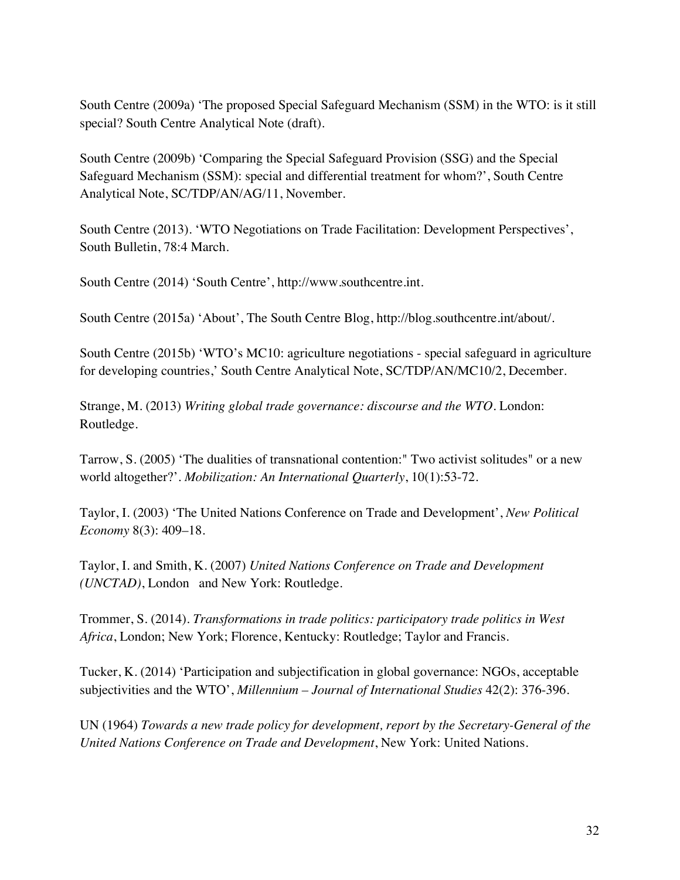South Centre (2009a) 'The proposed Special Safeguard Mechanism (SSM) in the WTO: is it still special? South Centre Analytical Note (draft).

South Centre (2009b) 'Comparing the Special Safeguard Provision (SSG) and the Special Safeguard Mechanism (SSM): special and differential treatment for whom?', South Centre Analytical Note, SC/TDP/AN/AG/11, November.

South Centre (2013). 'WTO Negotiations on Trade Facilitation: Development Perspectives', South Bulletin, 78:4 March.

South Centre (2014) 'South Centre', http://www.southcentre.int.

South Centre (2015a) 'About', The South Centre Blog, http://blog.southcentre.int/about/.

South Centre (2015b) 'WTO's MC10: agriculture negotiations - special safeguard in agriculture for developing countries,' South Centre Analytical Note, SC/TDP/AN/MC10/2, December.

Strange, M. (2013) *Writing global trade governance: discourse and the WTO*. London: Routledge.

Tarrow, S. (2005) 'The dualities of transnational contention:" Two activist solitudes" or a new world altogether?'. *Mobilization: An International Quarterly*, 10(1):53-72.

Taylor, I. (2003) 'The United Nations Conference on Trade and Development', *New Political Economy* 8(3): 409–18.

Taylor, I. and Smith, K. (2007) *United Nations Conference on Trade and Development (UNCTAD)*, London and New York: Routledge.

Trommer, S. (2014). *Transformations in trade politics: participatory trade politics in West Africa*, London; New York; Florence, Kentucky: Routledge; Taylor and Francis.

Tucker, K. (2014) 'Participation and subjectification in global governance: NGOs, acceptable subjectivities and the WTO', *Millennium – Journal of International Studies* 42(2): 376-396.

UN (1964) *Towards a new trade policy for development, report by the Secretary-General of the United Nations Conference on Trade and Development*, New York: United Nations.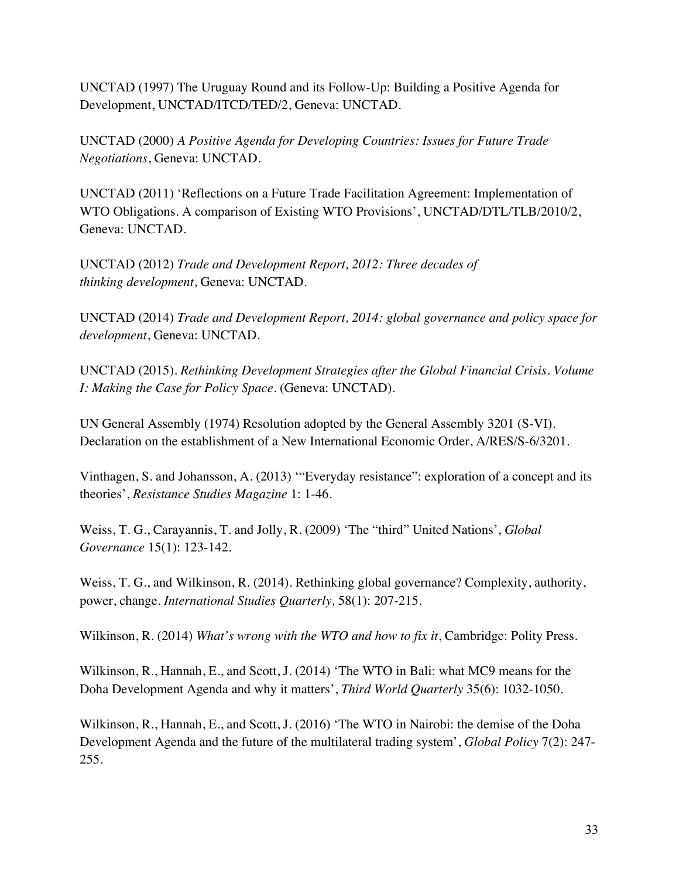UNCTAD (1997) The Uruguay Round and its Follow-Up: Building a Positive Agenda for Development, UNCTAD/ITCD/TED/2, Geneva: UNCTAD.

UNCTAD (2000) *A Positive Agenda for Developing Countries: Issues for Future Trade Negotiations*, Geneva: UNCTAD.

UNCTAD (2011) 'Reflections on a Future Trade Facilitation Agreement: Implementation of WTO Obligations. A comparison of Existing WTO Provisions', UNCTAD/DTL/TLB/2010/2, Geneva: UNCTAD.

UNCTAD (2012) *Trade and Development Report, 2012: Three decades of thinking development*, Geneva: UNCTAD.

UNCTAD (2014) *Trade and Development Report, 2014: global governance and policy space for development*, Geneva: UNCTAD.

UNCTAD (2015). *Rethinking Development Strategies after the Global Financial Crisis. Volume I: Making the Case for Policy Space*. (Geneva: UNCTAD).

UN General Assembly (1974) Resolution adopted by the General Assembly 3201 (S-VI). Declaration on the establishment of a New International Economic Order, A/RES/S-6/3201.

Vinthagen, S. and Johansson, A. (2013) '"Everyday resistance": exploration of a concept and its theories', *Resistance Studies Magazine* 1: 1-46.

Weiss, T. G., Carayannis, T. and Jolly, R. (2009) 'The "third" United Nations', *Global Governance* 15(1): 123-142.

Weiss, T. G., and Wilkinson, R. (2014). Rethinking global governance? Complexity, authority, power, change. *International Studies Quarterly,* 58(1): 207-215.

Wilkinson, R. (2014) *What's wrong with the WTO and how to fix it*, Cambridge: Polity Press.

Wilkinson, R., Hannah, E., and Scott, J. (2014) 'The WTO in Bali: what MC9 means for the Doha Development Agenda and why it matters', *Third World Quarterly* 35(6): 1032-1050.

Wilkinson, R., Hannah, E., and Scott, J. (2016) 'The WTO in Nairobi: the demise of the Doha Development Agenda and the future of the multilateral trading system', *Global Policy* 7(2): 247-255.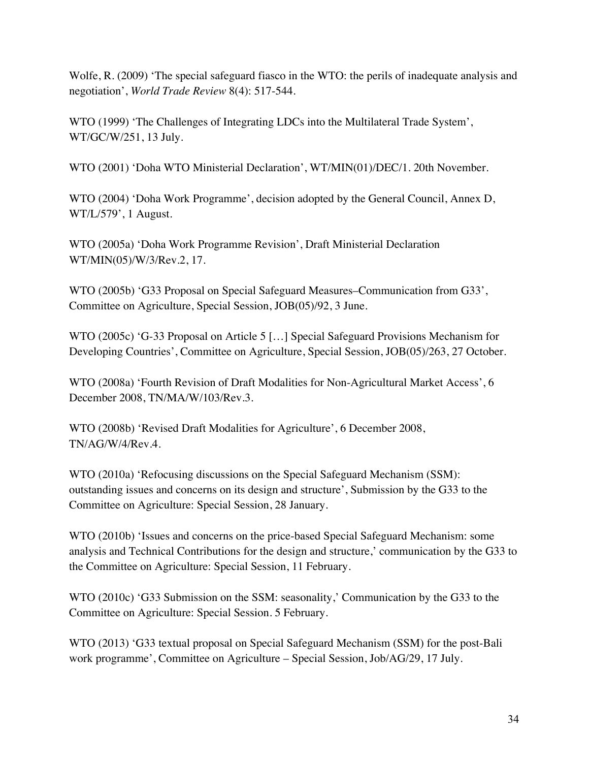Wolfe, R. (2009) 'The special safeguard fiasco in the WTO: the perils of inadequate analysis and negotiation', *World Trade Review* 8(4): 517-544.

WTO (1999) 'The Challenges of Integrating LDCs into the Multilateral Trade System', WT/GC/W/251, 13 July.

WTO (2001) 'Doha WTO Ministerial Declaration', WT/MIN(01)/DEC/1. 20th November.

WTO (2004) 'Doha Work Programme', decision adopted by the General Council, Annex D, WT/L/579', 1 August.

WTO (2005a) 'Doha Work Programme Revision', Draft Ministerial Declaration WT/MIN(05)/W/3/Rev.2, 17.

WTO (2005b) 'G33 Proposal on Special Safeguard Measures–Communication from G33', Committee on Agriculture, Special Session, JOB(05)/92, 3 June.

WTO (2005c) 'G-33 Proposal on Article 5 […] Special Safeguard Provisions Mechanism for Developing Countries', Committee on Agriculture, Special Session, JOB(05)/263, 27 October.

WTO (2008a) 'Fourth Revision of Draft Modalities for Non-Agricultural Market Access', 6 December 2008, TN/MA/W/103/Rev.3.

WTO (2008b) 'Revised Draft Modalities for Agriculture', 6 December 2008, TN/AG/W/4/Rev.4.

WTO (2010a) 'Refocusing discussions on the Special Safeguard Mechanism (SSM): outstanding issues and concerns on its design and structure', Submission by the G33 to the Committee on Agriculture: Special Session, 28 January.

WTO (2010b) 'Issues and concerns on the price-based Special Safeguard Mechanism: some analysis and Technical Contributions for the design and structure,' communication by the G33 to the Committee on Agriculture: Special Session, 11 February.

WTO (2010c) 'G33 Submission on the SSM: seasonality,' Communication by the G33 to the Committee on Agriculture: Special Session. 5 February.

WTO (2013) 'G33 textual proposal on Special Safeguard Mechanism (SSM) for the post-Bali work programme', Committee on Agriculture – Special Session, Job/AG/29, 17 July.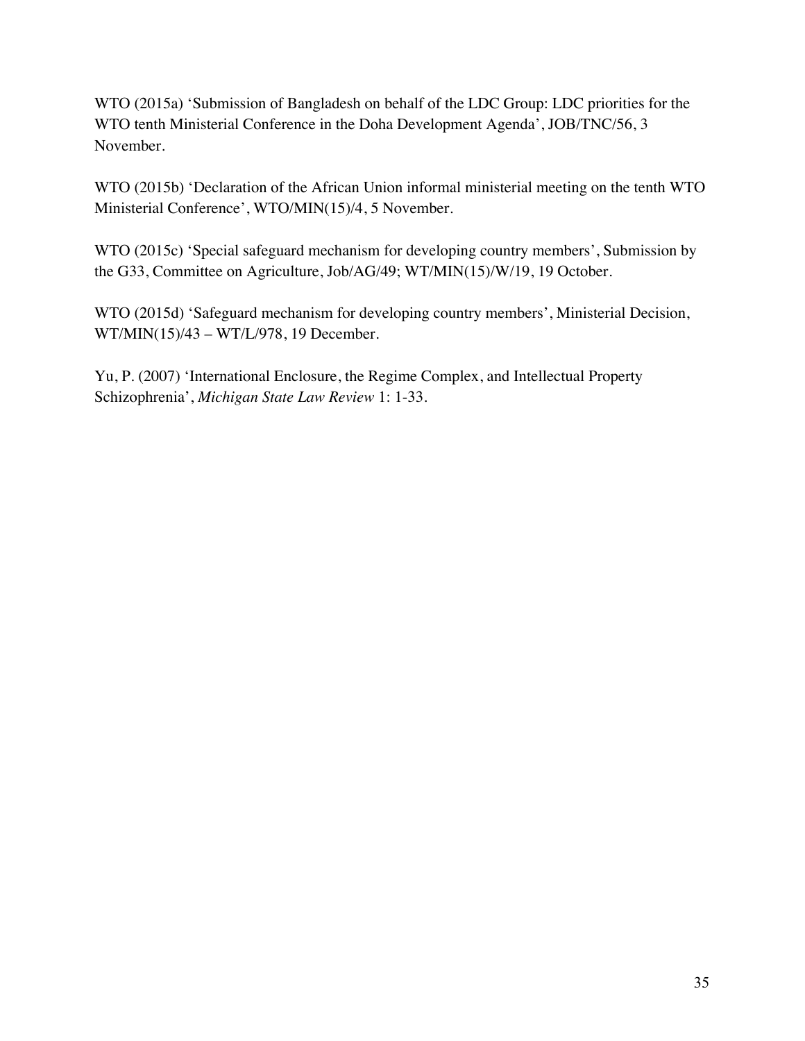WTO (2015a) 'Submission of Bangladesh on behalf of the LDC Group: LDC priorities for the WTO tenth Ministerial Conference in the Doha Development Agenda', JOB/TNC/56, 3 November.

WTO (2015b) 'Declaration of the African Union informal ministerial meeting on the tenth WTO Ministerial Conference', WTO/MIN(15)/4, 5 November.

WTO (2015c) 'Special safeguard mechanism for developing country members', Submission by the G33, Committee on Agriculture, Job/AG/49; WT/MIN(15)/W/19, 19 October.

WTO (2015d) 'Safeguard mechanism for developing country members', Ministerial Decision, WT/MIN(15)/43 – WT/L/978, 19 December.

Yu, P. (2007) 'International Enclosure, the Regime Complex, and Intellectual Property Schizophrenia', *Michigan State Law Review* 1: 1-33.